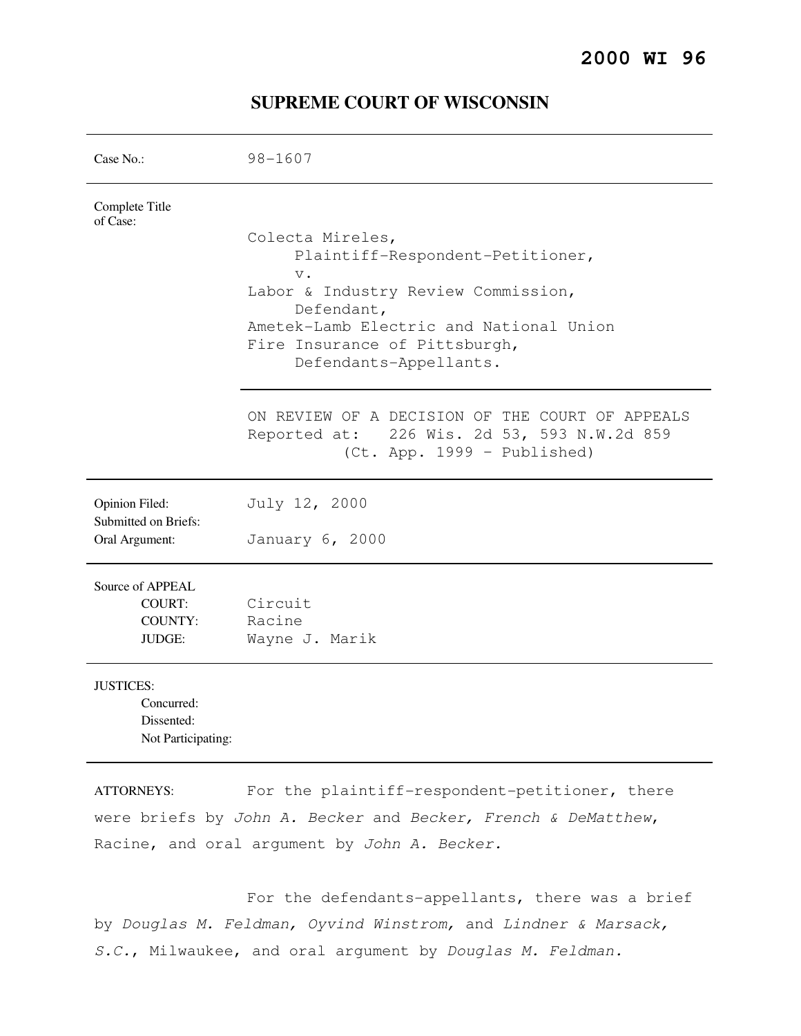**2000 WI 96**

# SUPREME COURT OF WISCONSIN

| | |
|---|---|
| Case No.: | 98-1607 |
| Complete Title of Case: | Colecta Mireles,<br>Plaintiff-Respondent-Petitioner,<br>v.<br>Labor & Industry Review Commission,<br>Defendant,<br>Ametek-Lamb Electric and National Union Fire Insurance of Pittsburgh,<br>Defendants-Appellants. |
| | ON REVIEW OF A DECISION OF THE COURT OF APPEALS<br>Reported at: 226 Wis. 2d 53, 593 N.W.2d 859<br>(Ct. App. 1999 - Published) |
| Opinion Filed: | July 12, 2000 |
| Submitted on Briefs: | |
| Oral Argument: | January 6, 2000 |
| Source of APPEAL | |
| COURT: | Circuit |
| COUNTY: | Racine |
| JUDGE: | Wayne J. Marik |
| JUSTICES: | |
| Concurred: | |
| Dissented: | |
| Not Participating: | |

ATTORNEYS: For the plaintiff-respondent-petitioner, there were briefs by *John A. Becker* and *Becker, French & DeMatthew*, Racine, and oral argument by *John A. Becker.*

For the defendants-appellants, there was a brief by *Douglas M. Feldman, Oyvind Winstrom,* and *Lindner & Marsack, S.C.*, Milwaukee, and oral argument by *Douglas M. Feldman.*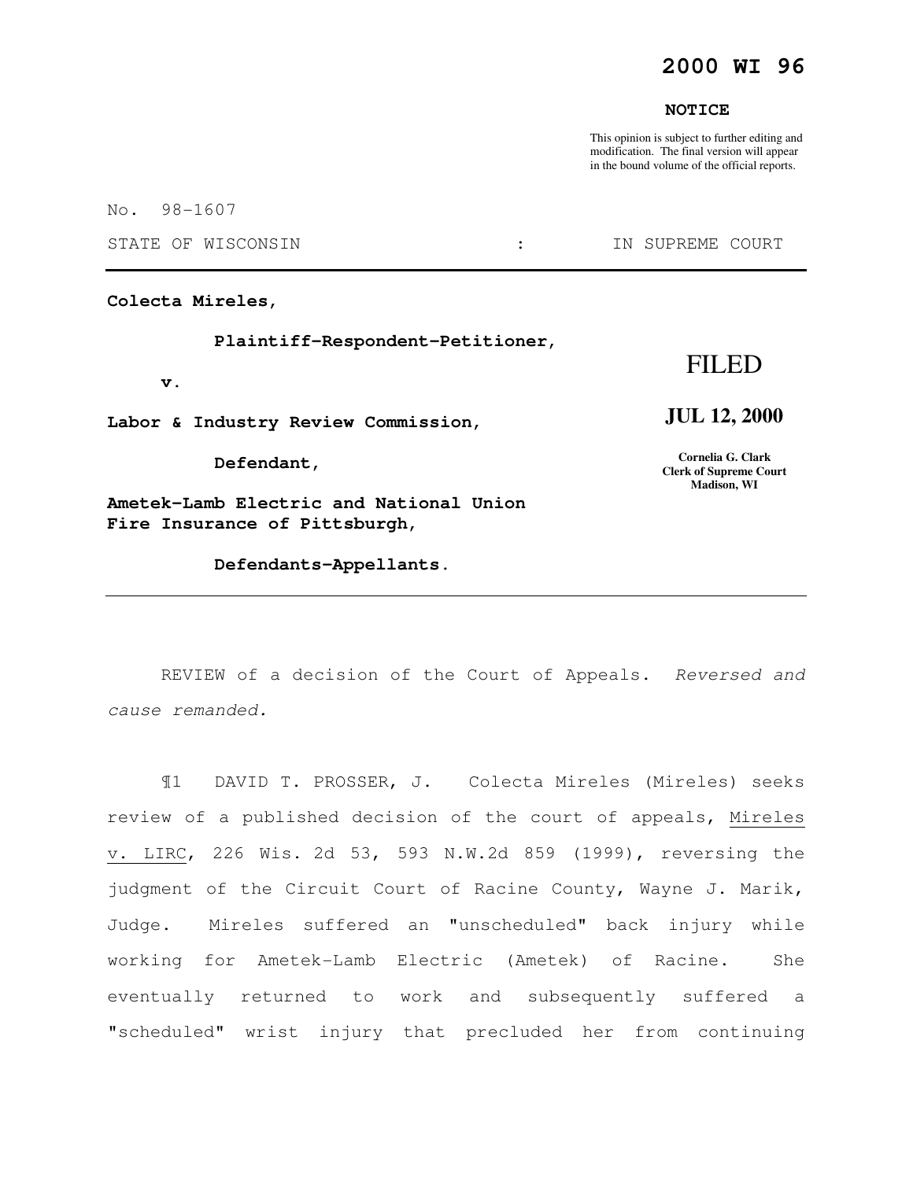# 2000 WI 96

**NOTICE**

This opinion is subject to further editing and modification. The final version will appear in the bound volume of the official reports.

No. 98-1607

STATE OF WISCONSIN : IN SUPREME COURT

---

**Colecta Mireles,**

**Plaintiff-Respondent-Petitioner,**

**v.**

**Labor & Industry Review Commission,**

**Defendant,**

**Ametek-Lamb Electric and National Union Fire Insurance of Pittsburgh,**

**Defendants-Appellants.**

FILED

**JUL 12, 2000**

**Cornelia G. Clark**
**Clerk of Supreme Court**
**Madison, WI**

---

REVIEW of a decision of the Court of Appeals. *Reversed and cause remanded.*

¶1 DAVID T. PROSSER, J. Colecta Mireles (Mireles) seeks review of a published decision of the court of appeals, Mireles v. LIRC, 226 Wis. 2d 53, 593 N.W.2d 859 (1999), reversing the judgment of the Circuit Court of Racine County, Wayne J. Marik, Judge. Mireles suffered an "unscheduled" back injury while working for Ametek-Lamb Electric (Ametek) of Racine. She eventually returned to work and subsequently suffered a "scheduled" wrist injury that precluded her from continuing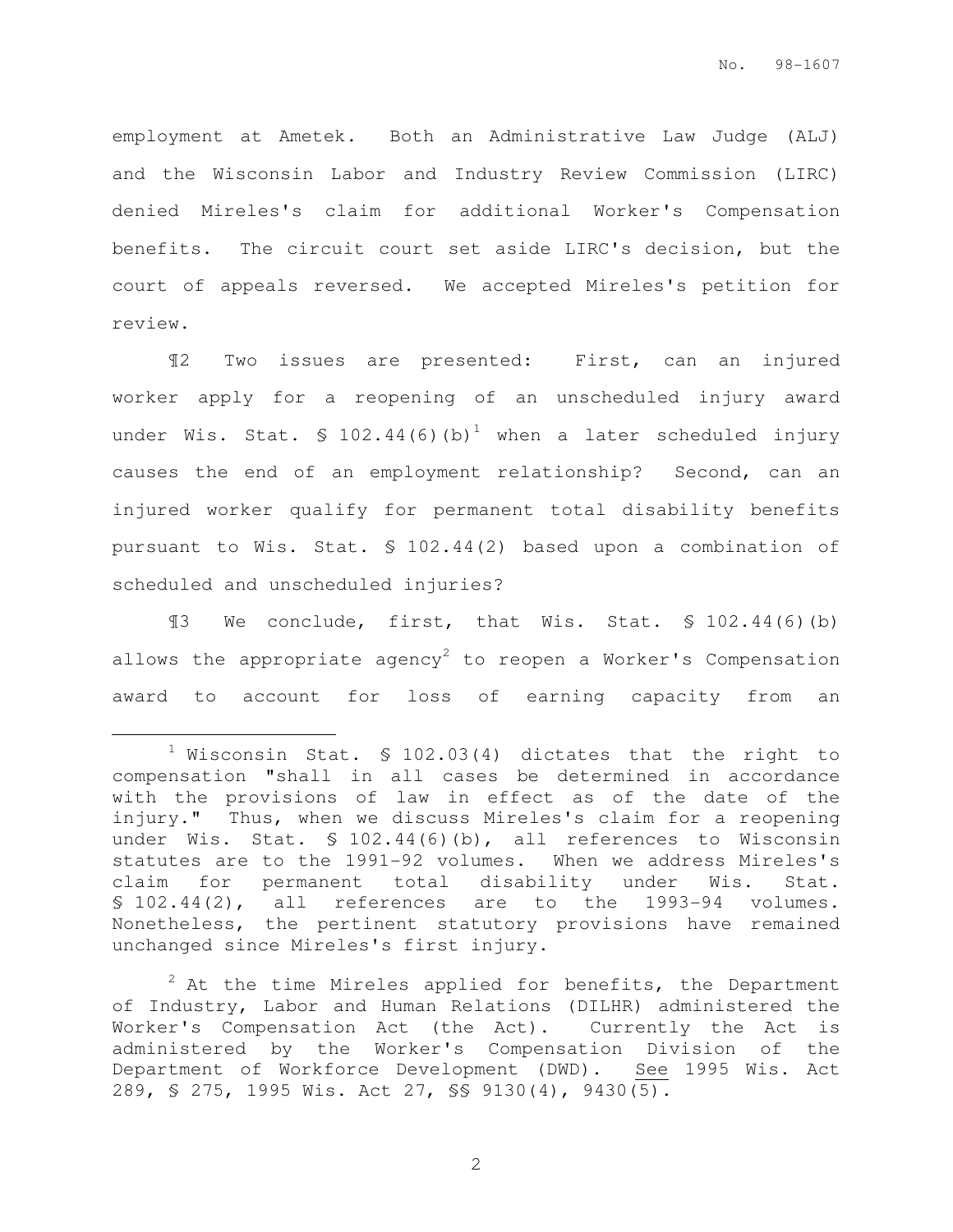employment at Ametek. Both an Administrative Law Judge (ALJ) and the Wisconsin Labor and Industry Review Commission (LIRC) denied Mireles's claim for additional Worker's Compensation benefits. The circuit court set aside LIRC's decision, but the court of appeals reversed. We accepted Mireles's petition for review.

¶2 Two issues are presented: First, can an injured worker apply for a reopening of an unscheduled injury award under Wis. Stat. § 102.44(6)(b)[1] when a later scheduled injury causes the end of an employment relationship? Second, can an injured worker qualify for permanent total disability benefits pursuant to Wis. Stat. § 102.44(2) based upon a combination of scheduled and unscheduled injuries?

¶3 We conclude, first, that Wis. Stat. § 102.44(6)(b) allows the appropriate agency[2] to reopen a Worker's Compensation award to account for loss of earning capacity from an

---

[1] Wisconsin Stat. § 102.03(4) dictates that the right to compensation "shall in all cases be determined in accordance with the provisions of law in effect as of the date of the injury." Thus, when we discuss Mireles's claim for a reopening under Wis. Stat. § 102.44(6)(b), all references to Wisconsin statutes are to the 1991-92 volumes. When we address Mireles's claim for permanent total disability under Wis. Stat. § 102.44(2), all references are to the 1993-94 volumes. Nonetheless, the pertinent statutory provisions have remained unchanged since Mireles's first injury.

[2] At the time Mireles applied for benefits, the Department of Industry, Labor and Human Relations (DILHR) administered the Worker's Compensation Act (the Act). Currently the Act is administered by the Worker's Compensation Division of the Department of Workforce Development (DWD). See 1995 Wis. Act 289, § 275, 1995 Wis. Act 27, §§ 9130(4), 9430(5).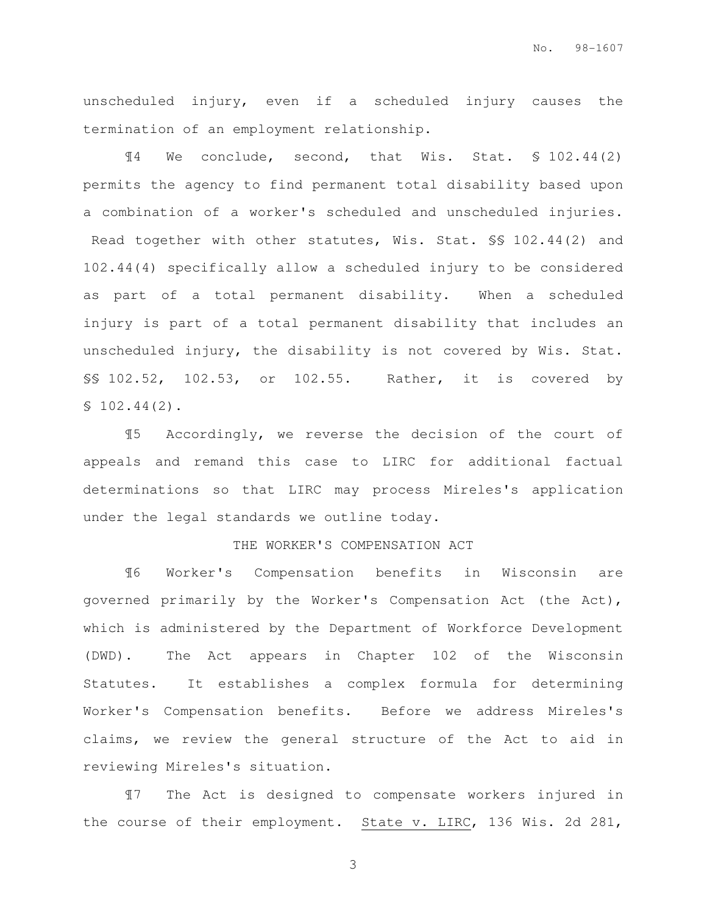unscheduled injury, even if a scheduled injury causes the termination of an employment relationship.

¶4 We conclude, second, that Wis. Stat. § 102.44(2) permits the agency to find permanent total disability based upon a combination of a worker's scheduled and unscheduled injuries. Read together with other statutes, Wis. Stat. §§ 102.44(2) and 102.44(4) specifically allow a scheduled injury to be considered as part of a total permanent disability. When a scheduled injury is part of a total permanent disability that includes an unscheduled injury, the disability is not covered by Wis. Stat. §§ 102.52, 102.53, or 102.55. Rather, it is covered by § 102.44(2).

¶5 Accordingly, we reverse the decision of the court of appeals and remand this case to LIRC for additional factual determinations so that LIRC may process Mireles's application under the legal standards we outline today.

## THE WORKER'S COMPENSATION ACT

¶6 Worker's Compensation benefits in Wisconsin are governed primarily by the Worker's Compensation Act (the Act), which is administered by the Department of Workforce Development (DWD). The Act appears in Chapter 102 of the Wisconsin Statutes. It establishes a complex formula for determining Worker's Compensation benefits. Before we address Mireles's claims, we review the general structure of the Act to aid in reviewing Mireles's situation.

¶7 The Act is designed to compensate workers injured in the course of their employment. <u>State v. LIRC</u>, 136 Wis. 2d 281,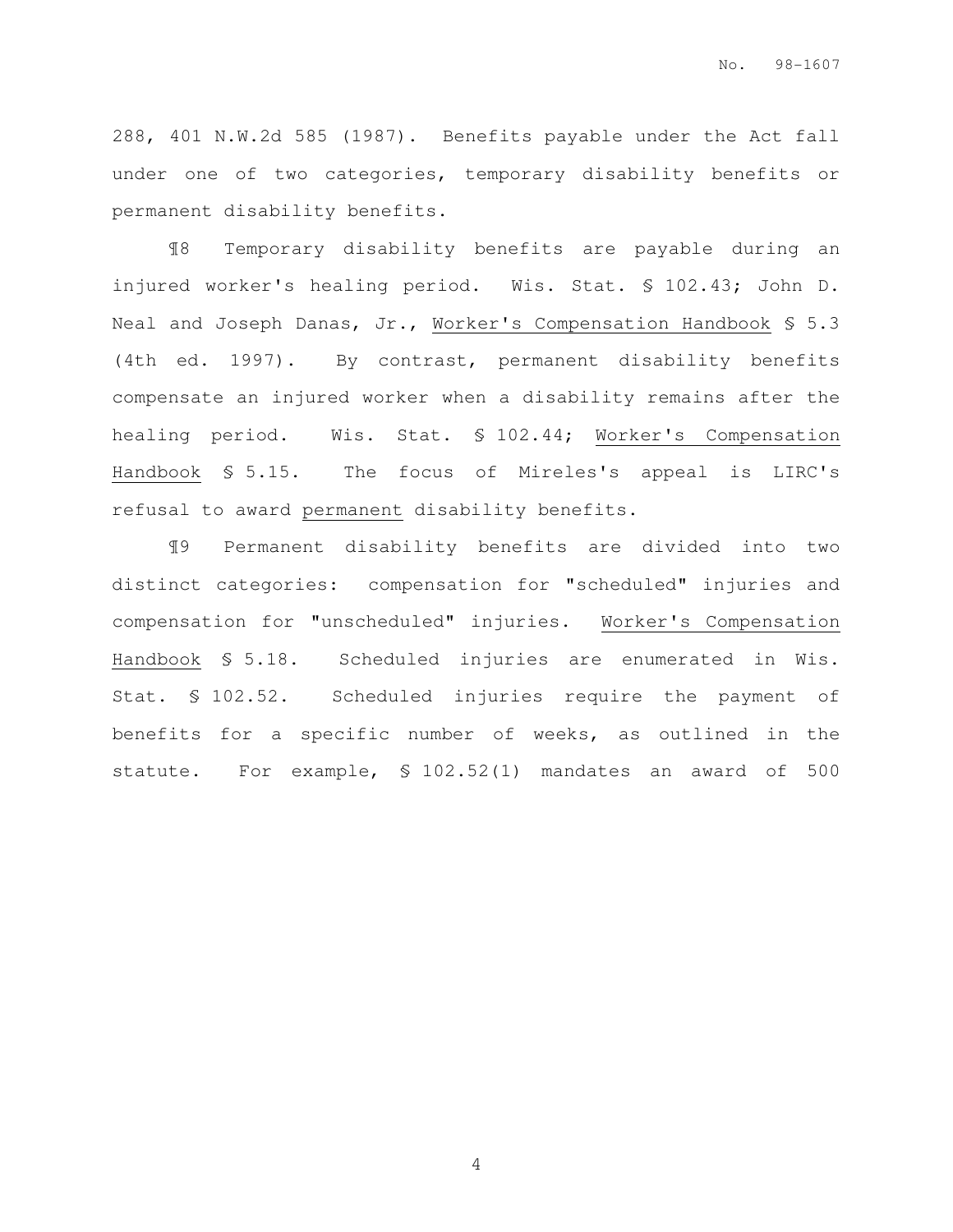288, 401 N.W.2d 585 (1987). Benefits payable under the Act fall under one of two categories, temporary disability benefits or permanent disability benefits.

¶8 Temporary disability benefits are payable during an injured worker's healing period. Wis. Stat. § 102.43; John D. Neal and Joseph Danas, Jr., Worker's Compensation Handbook § 5.3 (4th ed. 1997). By contrast, permanent disability benefits compensate an injured worker when a disability remains after the healing period. Wis. Stat. § 102.44; Worker's Compensation Handbook § 5.15. The focus of Mireles's appeal is LIRC's refusal to award permanent disability benefits.

¶9 Permanent disability benefits are divided into two distinct categories: compensation for "scheduled" injuries and compensation for "unscheduled" injuries. Worker's Compensation Handbook § 5.18. Scheduled injuries are enumerated in Wis. Stat. § 102.52. Scheduled injuries require the payment of benefits for a specific number of weeks, as outlined in the statute. For example, § 102.52(1) mandates an award of 500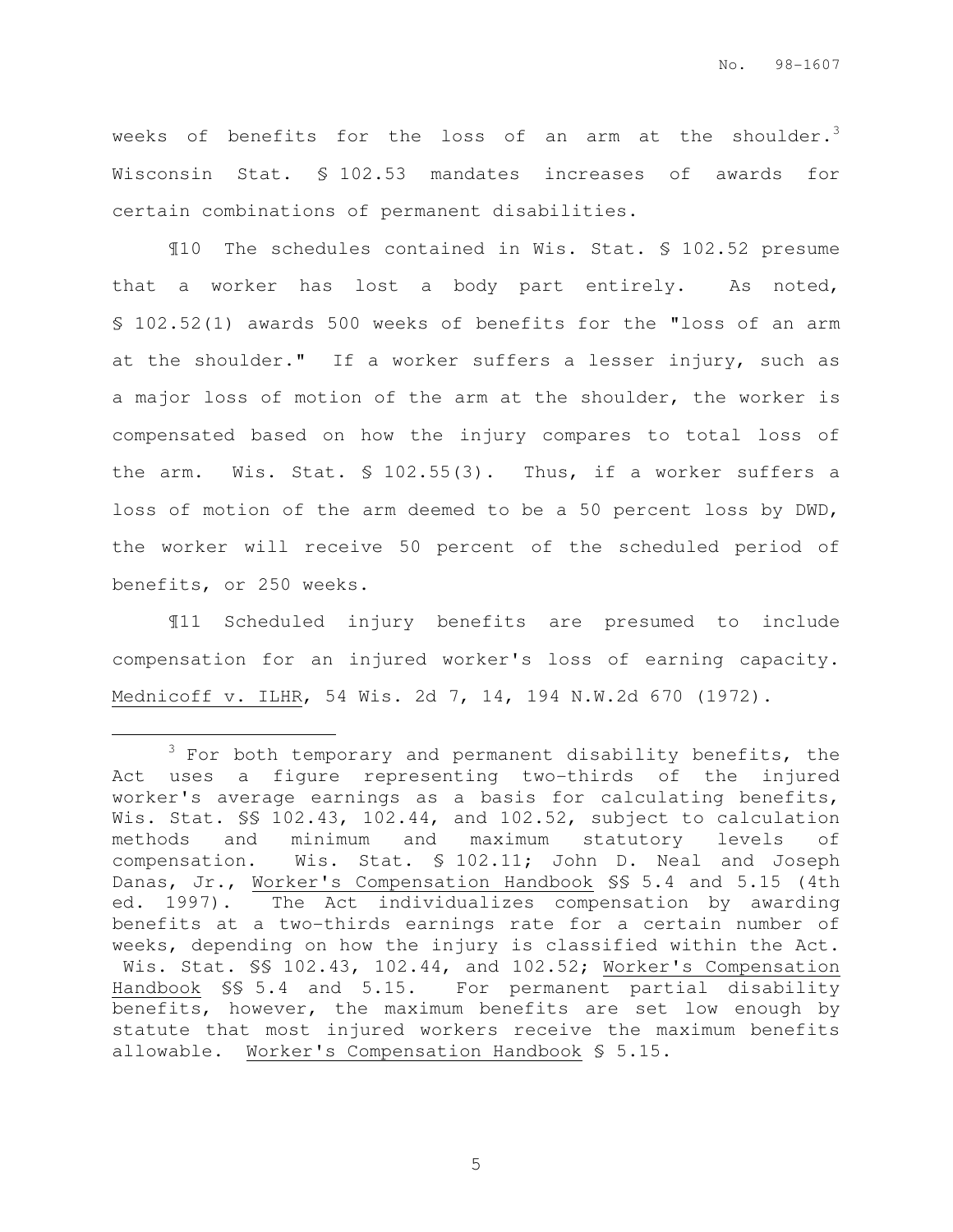weeks of benefits for the loss of an arm at the shoulder.[3] Wisconsin Stat. § 102.53 mandates increases of awards for certain combinations of permanent disabilities.

¶10 The schedules contained in Wis. Stat. § 102.52 presume that a worker has lost a body part entirely. As noted, § 102.52(1) awards 500 weeks of benefits for the "loss of an arm at the shoulder." If a worker suffers a lesser injury, such as a major loss of motion of the arm at the shoulder, the worker is compensated based on how the injury compares to total loss of the arm. Wis. Stat. § 102.55(3). Thus, if a worker suffers a loss of motion of the arm deemed to be a 50 percent loss by DWD, the worker will receive 50 percent of the scheduled period of benefits, or 250 weeks.

¶11 Scheduled injury benefits are presumed to include compensation for an injured worker's loss of earning capacity. Mednicoff v. ILHR, 54 Wis. 2d 7, 14, 194 N.W.2d 670 (1972).

---

[3] For both temporary and permanent disability benefits, the Act uses a figure representing two-thirds of the injured worker's average earnings as a basis for calculating benefits, Wis. Stat. §§ 102.43, 102.44, and 102.52, subject to calculation methods and minimum and maximum statutory levels of compensation. Wis. Stat. § 102.11; John D. Neal and Joseph Danas, Jr., Worker's Compensation Handbook §§ 5.4 and 5.15 (4th ed. 1997). The Act individualizes compensation by awarding benefits at a two-thirds earnings rate for a certain number of weeks, depending on how the injury is classified within the Act. Wis. Stat. §§ 102.43, 102.44, and 102.52; Worker's Compensation Handbook §§ 5.4 and 5.15. For permanent partial disability benefits, however, the maximum benefits are set low enough by statute that most injured workers receive the maximum benefits allowable. Worker's Compensation Handbook § 5.15.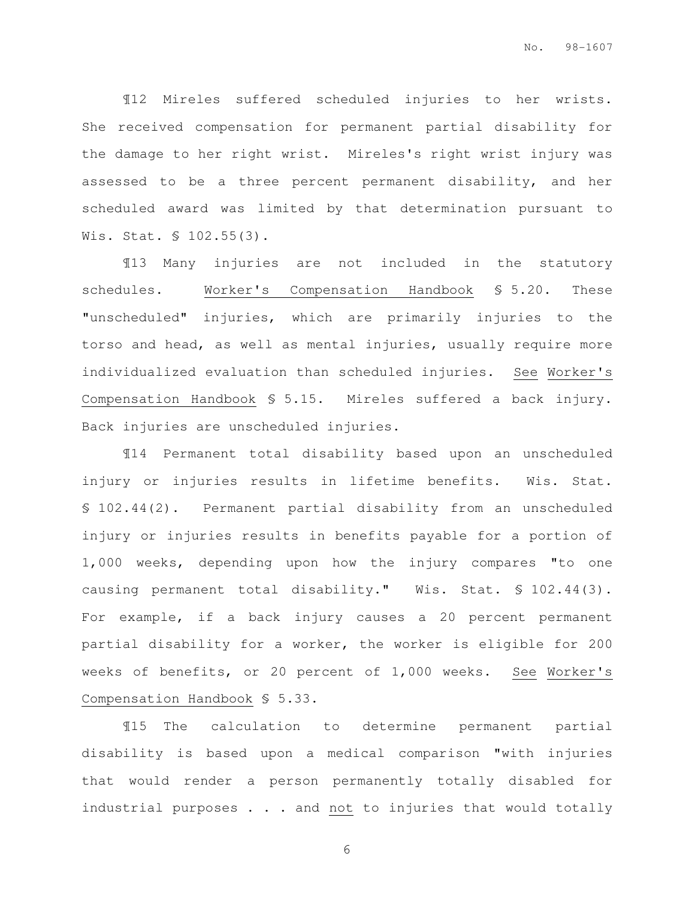¶12 Mireles suffered scheduled injuries to her wrists. She received compensation for permanent partial disability for the damage to her right wrist. Mireles's right wrist injury was assessed to be a three percent permanent disability, and her scheduled award was limited by that determination pursuant to Wis. Stat. § 102.55(3).

¶13 Many injuries are not included in the statutory schedules. Worker's Compensation Handbook § 5.20. These "unscheduled" injuries, which are primarily injuries to the torso and head, as well as mental injuries, usually require more individualized evaluation than scheduled injuries. See Worker's Compensation Handbook § 5.15. Mireles suffered a back injury. Back injuries are unscheduled injuries.

¶14 Permanent total disability based upon an unscheduled injury or injuries results in lifetime benefits. Wis. Stat. § 102.44(2). Permanent partial disability from an unscheduled injury or injuries results in benefits payable for a portion of 1,000 weeks, depending upon how the injury compares "to one causing permanent total disability." Wis. Stat. § 102.44(3). For example, if a back injury causes a 20 percent permanent partial disability for a worker, the worker is eligible for 200 weeks of benefits, or 20 percent of 1,000 weeks. See Worker's Compensation Handbook § 5.33.

¶15 The calculation to determine permanent partial disability is based upon a medical comparison "with injuries that would render a person permanently totally disabled for industrial purposes . . . and not to injuries that would totally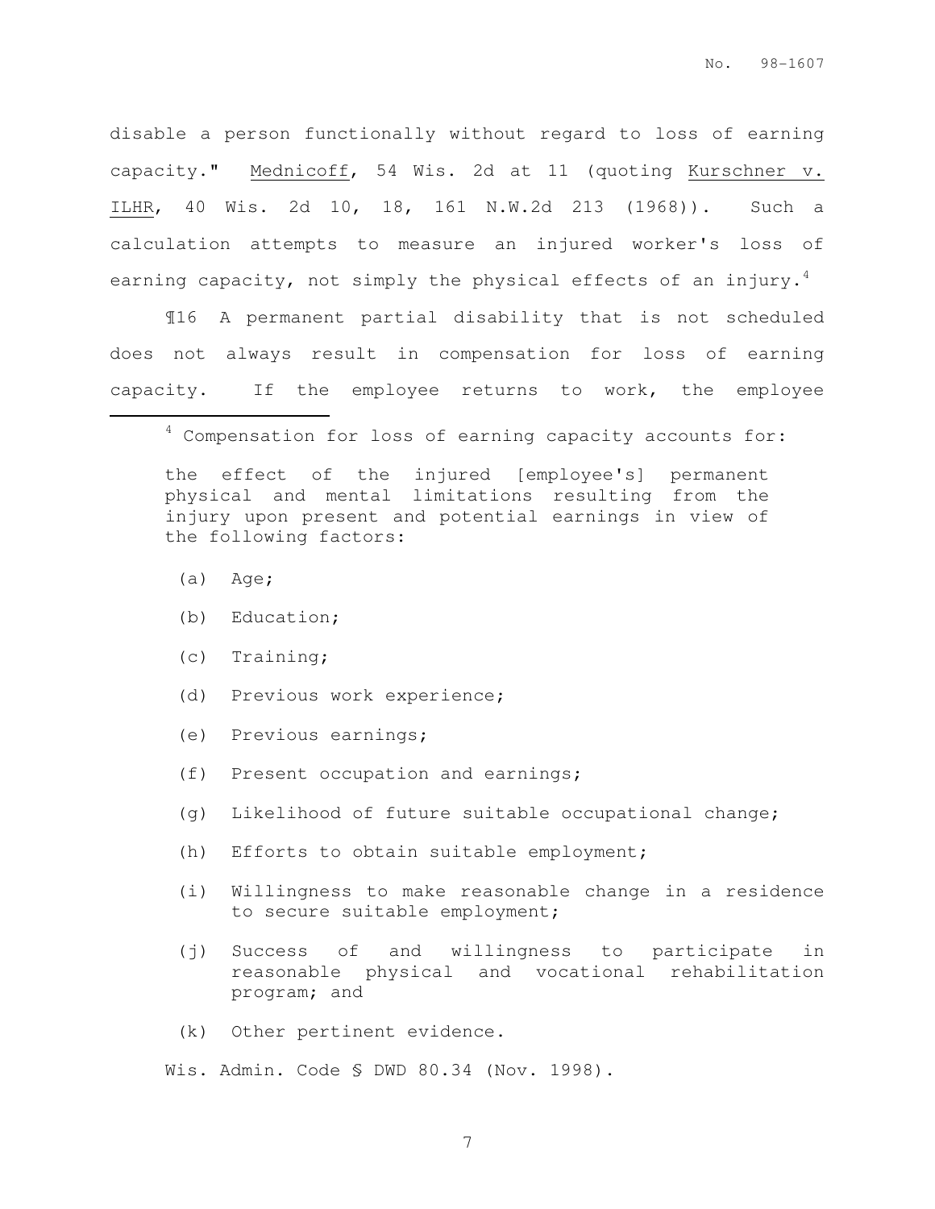disable a person functionally without regard to loss of earning capacity." Mednicoff, 54 Wis. 2d at 11 (quoting Kurschner v. ILHR, 40 Wis. 2d 10, 18, 161 N.W.2d 213 (1968)). Such a calculation attempts to measure an injured worker's loss of earning capacity, not simply the physical effects of an injury.[4]

¶16 A permanent partial disability that is not scheduled does not always result in compensation for loss of earning capacity. If the employee returns to work, the employee

---

[4] Compensation for loss of earning capacity accounts for:

> the effect of the injured [employee's] permanent physical and mental limitations resulting from the injury upon present and potential earnings in view of the following factors:
>
> (a) Age;
>
> (b) Education;
>
> (c) Training;
>
> (d) Previous work experience;
>
> (e) Previous earnings;
>
> (f) Present occupation and earnings;
>
> (g) Likelihood of future suitable occupational change;
>
> (h) Efforts to obtain suitable employment;
>
> (i) Willingness to make reasonable change in a residence to secure suitable employment;
>
> (j) Success of and willingness to participate in reasonable physical and vocational rehabilitation program; and
>
> (k) Other pertinent evidence.

Wis. Admin. Code § DWD 80.34 (Nov. 1998).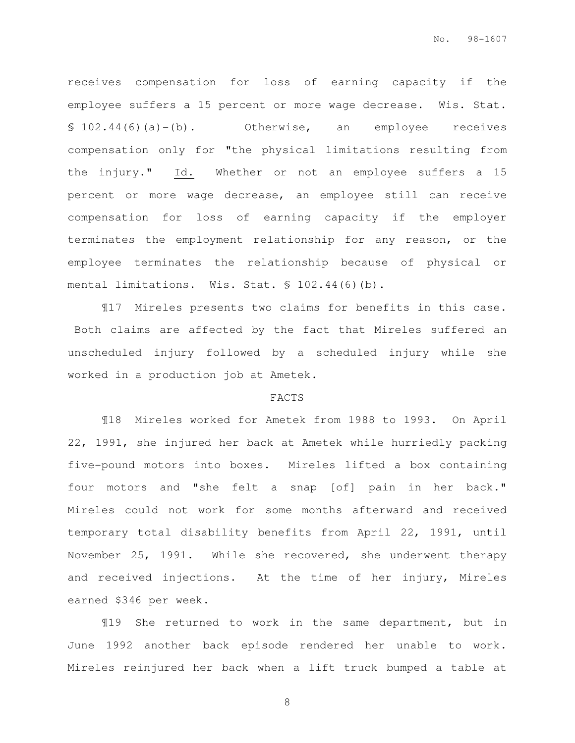receives compensation for loss of earning capacity if the employee suffers a 15 percent or more wage decrease. Wis. Stat. § 102.44(6)(a)-(b). Otherwise, an employee receives compensation only for "the physical limitations resulting from the injury." Id. Whether or not an employee suffers a 15 percent or more wage decrease, an employee still can receive compensation for loss of earning capacity if the employer terminates the employment relationship for any reason, or the employee terminates the relationship because of physical or mental limitations. Wis. Stat. § 102.44(6)(b).

¶17 Mireles presents two claims for benefits in this case. Both claims are affected by the fact that Mireles suffered an unscheduled injury followed by a scheduled injury while she worked in a production job at Ametek.

FACTS

¶18 Mireles worked for Ametek from 1988 to 1993. On April 22, 1991, she injured her back at Ametek while hurriedly packing five-pound motors into boxes. Mireles lifted a box containing four motors and "she felt a snap [of] pain in her back." Mireles could not work for some months afterward and received temporary total disability benefits from April 22, 1991, until November 25, 1991. While she recovered, she underwent therapy and received injections. At the time of her injury, Mireles earned $346 per week.

¶19 She returned to work in the same department, but in June 1992 another back episode rendered her unable to work. Mireles reinjured her back when a lift truck bumped a table at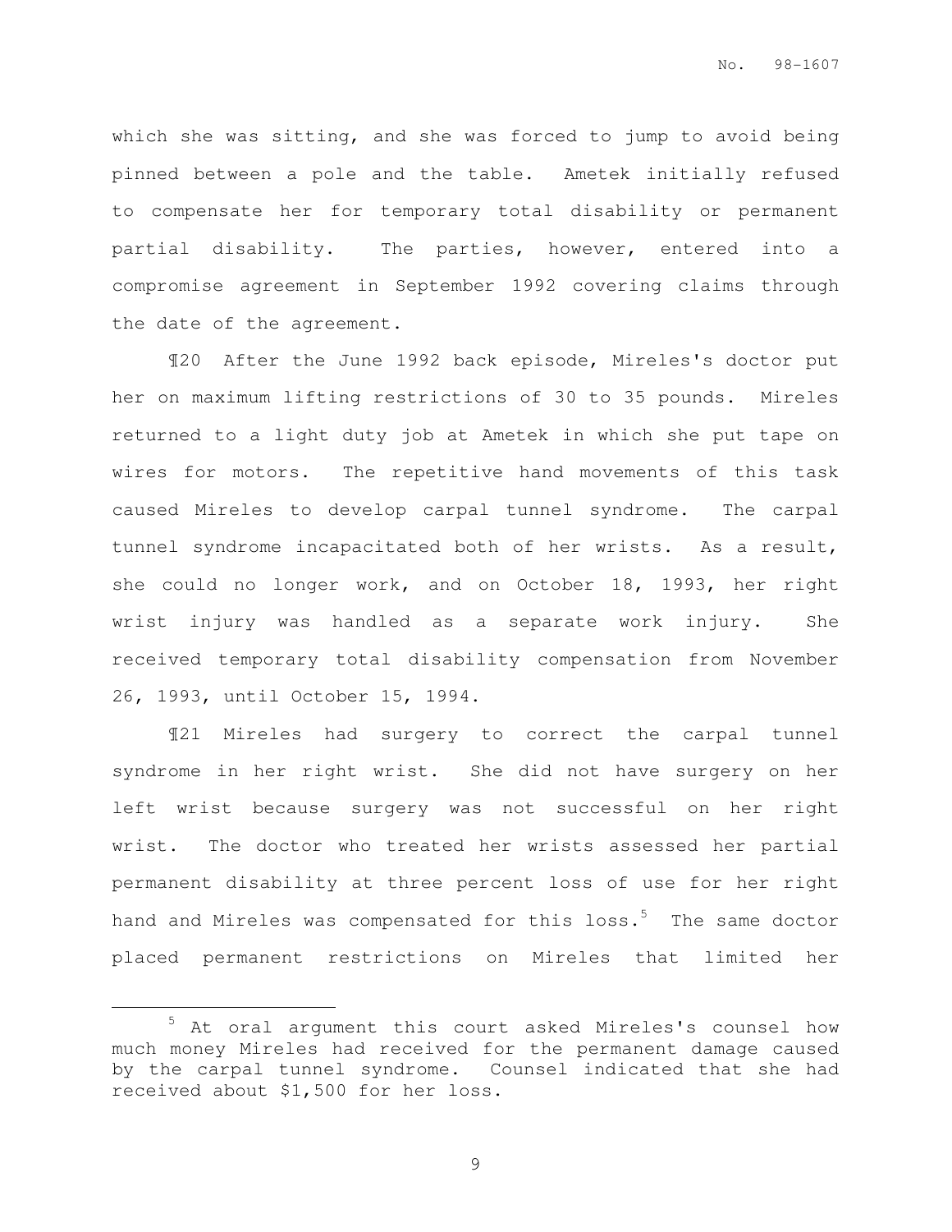which she was sitting, and she was forced to jump to avoid being pinned between a pole and the table. Ametek initially refused to compensate her for temporary total disability or permanent partial disability. The parties, however, entered into a compromise agreement in September 1992 covering claims through the date of the agreement.

¶20 After the June 1992 back episode, Mireles's doctor put her on maximum lifting restrictions of 30 to 35 pounds. Mireles returned to a light duty job at Ametek in which she put tape on wires for motors. The repetitive hand movements of this task caused Mireles to develop carpal tunnel syndrome. The carpal tunnel syndrome incapacitated both of her wrists. As a result, she could no longer work, and on October 18, 1993, her right wrist injury was handled as a separate work injury. She received temporary total disability compensation from November 26, 1993, until October 15, 1994.

¶21 Mireles had surgery to correct the carpal tunnel syndrome in her right wrist. She did not have surgery on her left wrist because surgery was not successful on her right wrist. The doctor who treated her wrists assessed her partial permanent disability at three percent loss of use for her right hand and Mireles was compensated for this loss.[5] The same doctor placed permanent restrictions on Mireles that limited her

---

[5] At oral argument this court asked Mireles's counsel how much money Mireles had received for the permanent damage caused by the carpal tunnel syndrome. Counsel indicated that she had received about $1,500 for her loss.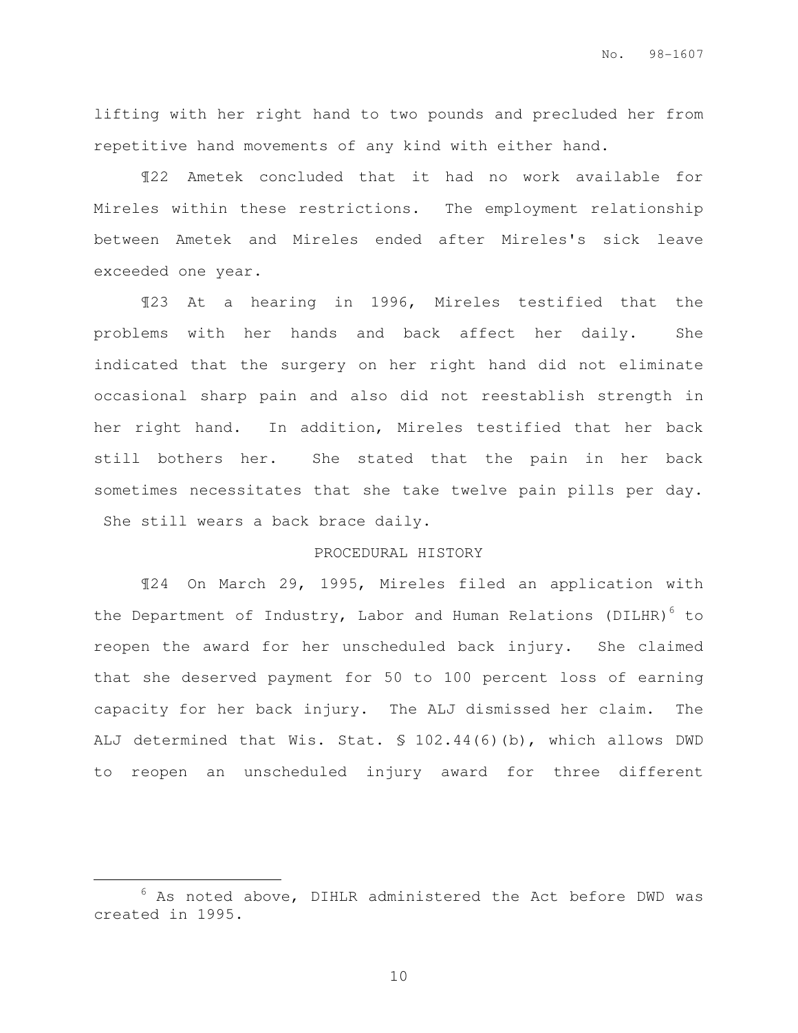lifting with her right hand to two pounds and precluded her from repetitive hand movements of any kind with either hand.

¶22 Ametek concluded that it had no work available for Mireles within these restrictions. The employment relationship between Ametek and Mireles ended after Mireles's sick leave exceeded one year.

¶23 At a hearing in 1996, Mireles testified that the problems with her hands and back affect her daily. She indicated that the surgery on her right hand did not eliminate occasional sharp pain and also did not reestablish strength in her right hand. In addition, Mireles testified that her back still bothers her. She stated that the pain in her back sometimes necessitates that she take twelve pain pills per day. She still wears a back brace daily.

## PROCEDURAL HISTORY

¶24 On March 29, 1995, Mireles filed an application with the Department of Industry, Labor and Human Relations (DILHR)[6] to reopen the award for her unscheduled back injury. She claimed that she deserved payment for 50 to 100 percent loss of earning capacity for her back injury. The ALJ dismissed her claim. The ALJ determined that Wis. Stat. § 102.44(6)(b), which allows DWD to reopen an unscheduled injury award for three different

---

[6] As noted above, DIHLR administered the Act before DWD was created in 1995.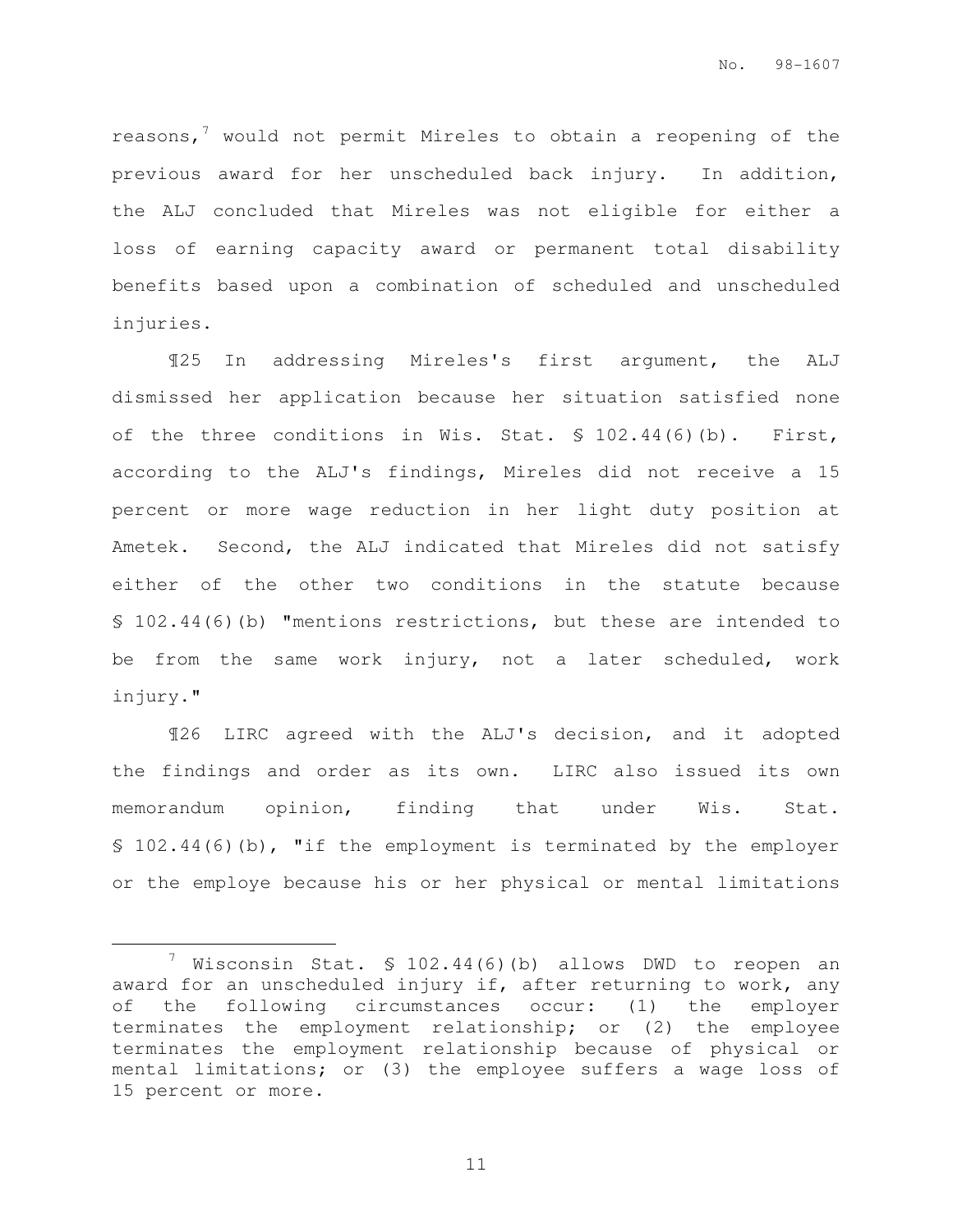reasons,[7] would not permit Mireles to obtain a reopening of the previous award for her unscheduled back injury. In addition, the ALJ concluded that Mireles was not eligible for either a loss of earning capacity award or permanent total disability benefits based upon a combination of scheduled and unscheduled injuries.

¶25 In addressing Mireles's first argument, the ALJ dismissed her application because her situation satisfied none of the three conditions in Wis. Stat. § 102.44(6)(b). First, according to the ALJ's findings, Mireles did not receive a 15 percent or more wage reduction in her light duty position at Ametek. Second, the ALJ indicated that Mireles did not satisfy either of the other two conditions in the statute because § 102.44(6)(b) "mentions restrictions, but these are intended to be from the same work injury, not a later scheduled, work injury."

¶26 LIRC agreed with the ALJ's decision, and it adopted the findings and order as its own. LIRC also issued its own memorandum opinion, finding that under Wis. Stat. § 102.44(6)(b), "if the employment is terminated by the employer or the employe because his or her physical or mental limitations

---

[7] Wisconsin Stat. § 102.44(6)(b) allows DWD to reopen an award for an unscheduled injury if, after returning to work, any of the following circumstances occur: (1) the employer terminates the employment relationship; or (2) the employee terminates the employment relationship because of physical or mental limitations; or (3) the employee suffers a wage loss of 15 percent or more.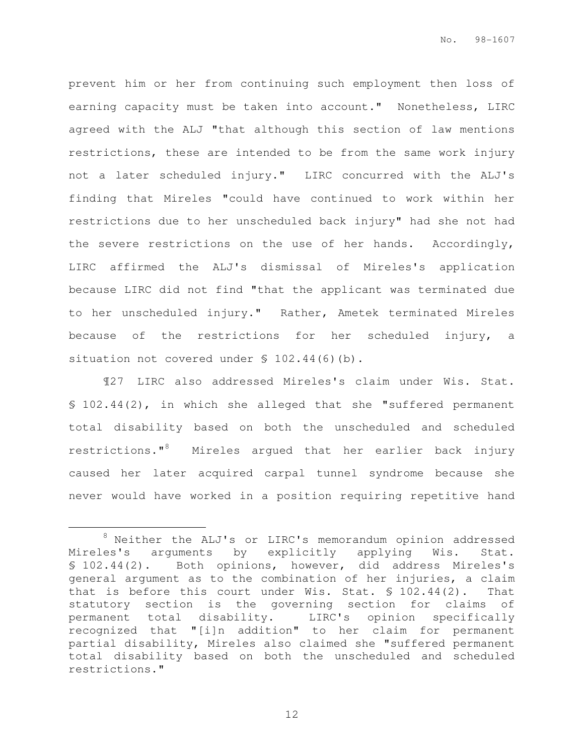prevent him or her from continuing such employment then loss of earning capacity must be taken into account." Nonetheless, LIRC agreed with the ALJ "that although this section of law mentions restrictions, these are intended to be from the same work injury not a later scheduled injury." LIRC concurred with the ALJ's finding that Mireles "could have continued to work within her restrictions due to her unscheduled back injury" had she not had the severe restrictions on the use of her hands. Accordingly, LIRC affirmed the ALJ's dismissal of Mireles's application because LIRC did not find "that the applicant was terminated due to her unscheduled injury." Rather, Ametek terminated Mireles because of the restrictions for her scheduled injury, a situation not covered under § 102.44(6)(b).

¶27 LIRC also addressed Mireles's claim under Wis. Stat. § 102.44(2), in which she alleged that she "suffered permanent total disability based on both the unscheduled and scheduled restrictions."[8] Mireles argued that her earlier back injury caused her later acquired carpal tunnel syndrome because she never would have worked in a position requiring repetitive hand

---

[8] Neither the ALJ's or LIRC's memorandum opinion addressed Mireles's arguments by explicitly applying Wis. Stat. § 102.44(2). Both opinions, however, did address Mireles's general argument as to the combination of her injuries, a claim that is before this court under Wis. Stat. § 102.44(2). That statutory section is the governing section for claims of permanent total disability. LIRC's opinion specifically recognized that "[i]n addition" to her claim for permanent partial disability, Mireles also claimed she "suffered permanent total disability based on both the unscheduled and scheduled restrictions."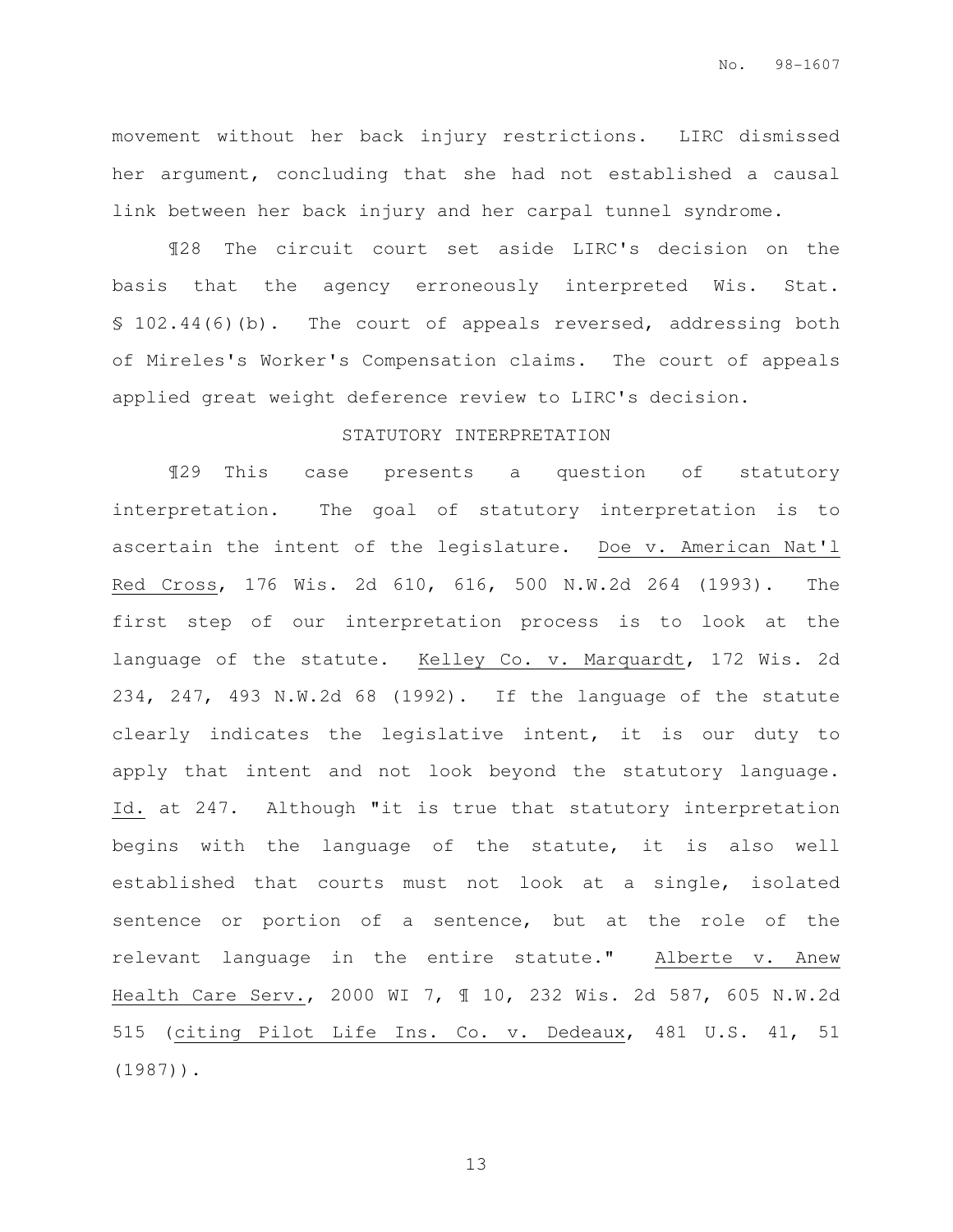movement without her back injury restrictions. LIRC dismissed her argument, concluding that she had not established a causal link between her back injury and her carpal tunnel syndrome.

¶28 The circuit court set aside LIRC's decision on the basis that the agency erroneously interpreted Wis. Stat. § 102.44(6)(b). The court of appeals reversed, addressing both of Mireles's Worker's Compensation claims. The court of appeals applied great weight deference review to LIRC's decision.

STATUTORY INTERPRETATION

¶29 This case presents a question of statutory interpretation. The goal of statutory interpretation is to ascertain the intent of the legislature. Doe v. American Nat'l Red Cross, 176 Wis. 2d 610, 616, 500 N.W.2d 264 (1993). The first step of our interpretation process is to look at the language of the statute. Kelley Co. v. Marquardt, 172 Wis. 2d 234, 247, 493 N.W.2d 68 (1992). If the language of the statute clearly indicates the legislative intent, it is our duty to apply that intent and not look beyond the statutory language. Id. at 247. Although "it is true that statutory interpretation begins with the language of the statute, it is also well established that courts must not look at a single, isolated sentence or portion of a sentence, but at the role of the relevant language in the entire statute." Alberte v. Anew Health Care Serv., 2000 WI 7, ¶ 10, 232 Wis. 2d 587, 605 N.W.2d 515 (citing Pilot Life Ins. Co. v. Dedeaux, 481 U.S. 41, 51 (1987)).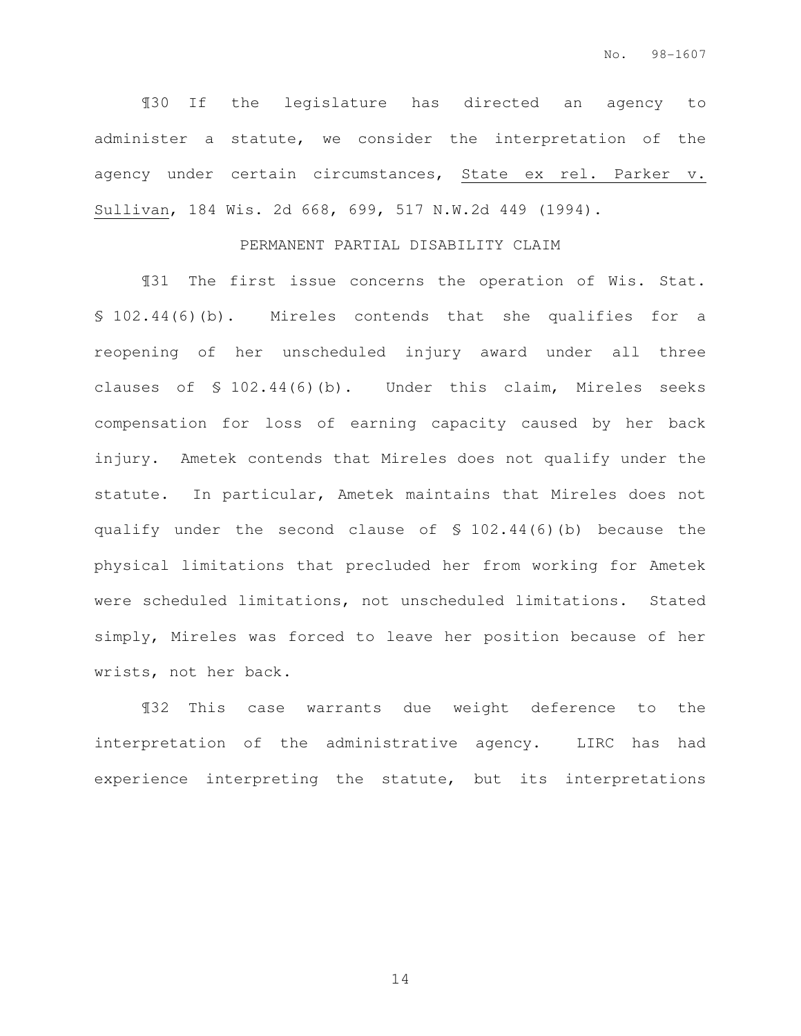¶30 If the legislature has directed an agency to administer a statute, we consider the interpretation of the agency under certain circumstances, State ex rel. Parker v. Sullivan, 184 Wis. 2d 668, 699, 517 N.W.2d 449 (1994).

PERMANENT PARTIAL DISABILITY CLAIM

¶31 The first issue concerns the operation of Wis. Stat. § 102.44(6)(b). Mireles contends that she qualifies for a reopening of her unscheduled injury award under all three clauses of § 102.44(6)(b). Under this claim, Mireles seeks compensation for loss of earning capacity caused by her back injury. Ametek contends that Mireles does not qualify under the statute. In particular, Ametek maintains that Mireles does not qualify under the second clause of § 102.44(6)(b) because the physical limitations that precluded her from working for Ametek were scheduled limitations, not unscheduled limitations. Stated simply, Mireles was forced to leave her position because of her wrists, not her back.

¶32 This case warrants due weight deference to the interpretation of the administrative agency. LIRC has had experience interpreting the statute, but its interpretations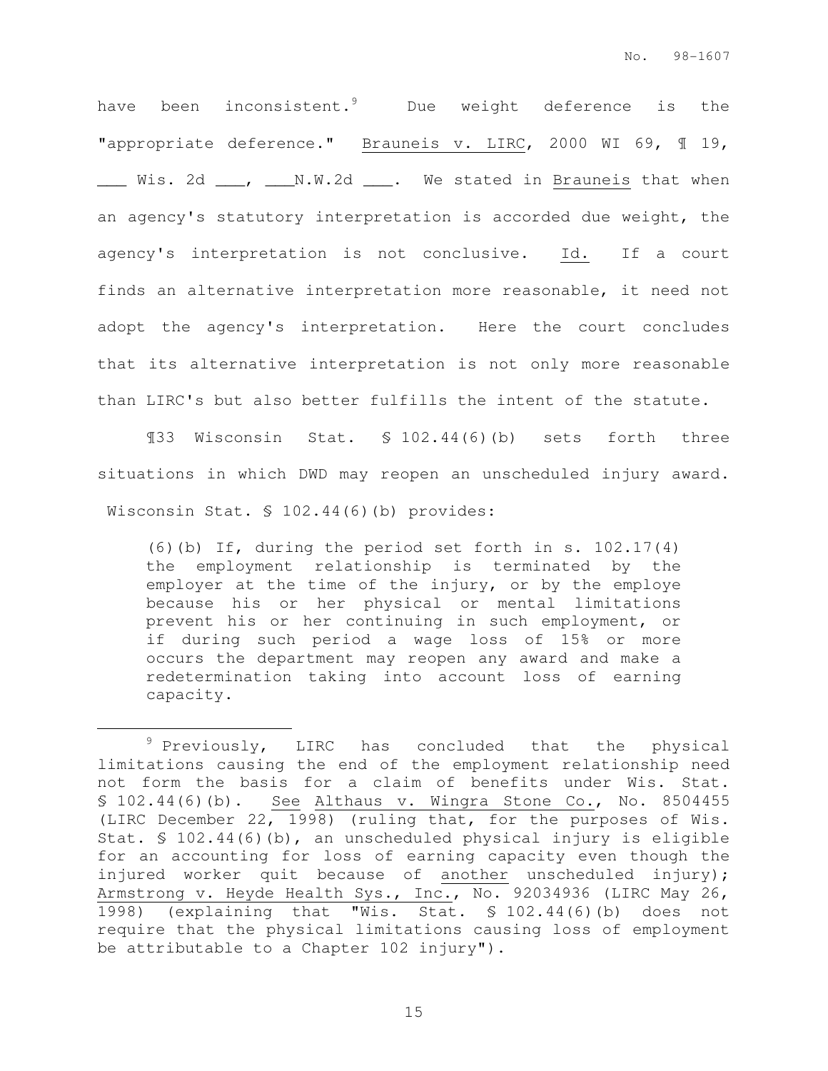have been inconsistent.[9] Due weight deference is the "appropriate deference." Brauneis v. LIRC, 2000 WI 69, ¶ 19, ___ Wis. 2d ___, ___N.W.2d ___. We stated in Brauneis that when an agency's statutory interpretation is accorded due weight, the agency's interpretation is not conclusive. Id. If a court finds an alternative interpretation more reasonable, it need not adopt the agency's interpretation. Here the court concludes that its alternative interpretation is not only more reasonable than LIRC's but also better fulfills the intent of the statute.

¶33 Wisconsin Stat. § 102.44(6)(b) sets forth three situations in which DWD may reopen an unscheduled injury award. Wisconsin Stat. § 102.44(6)(b) provides:

> (6)(b) If, during the period set forth in s. 102.17(4) the employment relationship is terminated by the employer at the time of the injury, or by the employe because his or her physical or mental limitations prevent his or her continuing in such employment, or if during such period a wage loss of 15% or more occurs the department may reopen any award and make a redetermination taking into account loss of earning capacity.

---

[9] Previously, LIRC has concluded that the physical limitations causing the end of the employment relationship need not form the basis for a claim of benefits under Wis. Stat. § 102.44(6)(b). See Althaus v. Wingra Stone Co., No. 8504455 (LIRC December 22, 1998) (ruling that, for the purposes of Wis. Stat. § 102.44(6)(b), an unscheduled physical injury is eligible for an accounting for loss of earning capacity even though the injured worker quit because of another unscheduled injury); Armstrong v. Heyde Health Sys., Inc., No. 92034936 (LIRC May 26, 1998) (explaining that "Wis. Stat. § 102.44(6)(b) does not require that the physical limitations causing loss of employment be attributable to a Chapter 102 injury").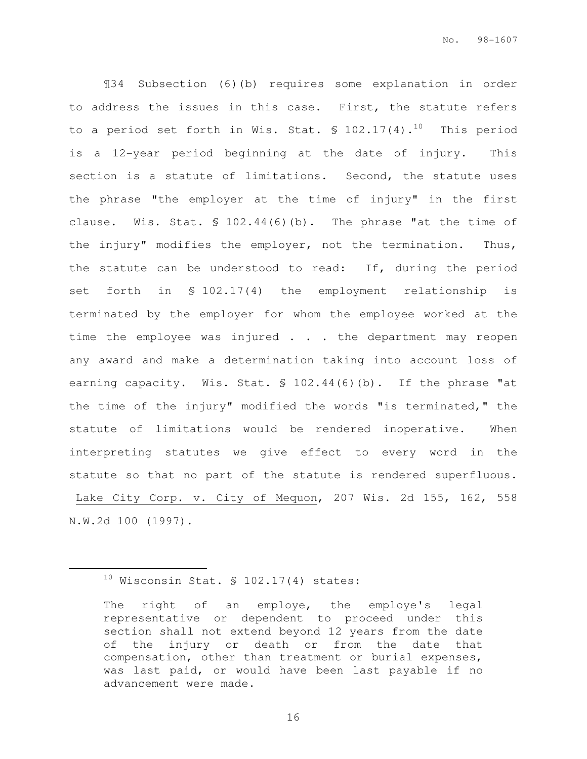¶34 Subsection (6)(b) requires some explanation in order to address the issues in this case. First, the statute refers to a period set forth in Wis. Stat. § 102.17(4).[10] This period is a 12-year period beginning at the date of injury. This section is a statute of limitations. Second, the statute uses the phrase "the employer at the time of injury" in the first clause. Wis. Stat. § 102.44(6)(b). The phrase "at the time of the injury" modifies the employer, not the termination. Thus, the statute can be understood to read: If, during the period set forth in § 102.17(4) the employment relationship is terminated by the employer for whom the employee worked at the time the employee was injured . . . the department may reopen any award and make a determination taking into account loss of earning capacity. Wis. Stat. § 102.44(6)(b). If the phrase "at the time of the injury" modified the words "is terminated," the statute of limitations would be rendered inoperative. When interpreting statutes we give effect to every word in the statute so that no part of the statute is rendered superfluous. Lake City Corp. v. City of Mequon, 207 Wis. 2d 155, 162, 558 N.W.2d 100 (1997).

---

[10] Wisconsin Stat. § 102.17(4) states:

> The right of an employe, the employe's legal representative or dependent to proceed under this section shall not extend beyond 12 years from the date of the injury or death or from the date that compensation, other than treatment or burial expenses, was last paid, or would have been last payable if no advancement were made.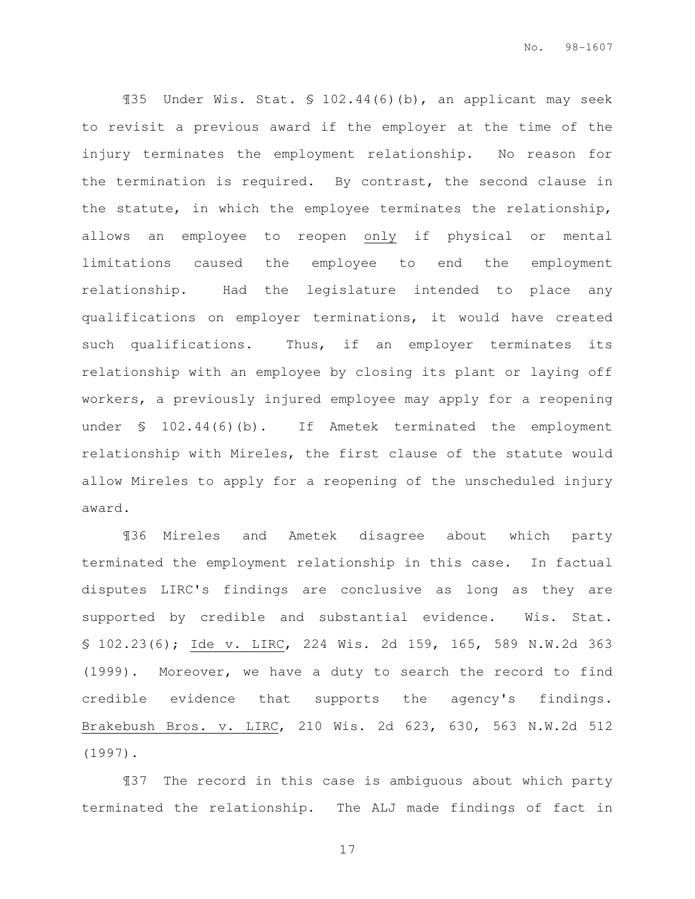¶35 Under Wis. Stat. § 102.44(6)(b), an applicant may seek to revisit a previous award if the employer at the time of the injury terminates the employment relationship. No reason for the termination is required. By contrast, the second clause in the statute, in which the employee terminates the relationship, allows an employee to reopen <u>only</u> if physical or mental limitations caused the employee to end the employment relationship. Had the legislature intended to place any qualifications on employer terminations, it would have created such qualifications. Thus, if an employer terminates its relationship with an employee by closing its plant or laying off workers, a previously injured employee may apply for a reopening under § 102.44(6)(b). If Ametek terminated the employment relationship with Mireles, the first clause of the statute would allow Mireles to apply for a reopening of the unscheduled injury award.

¶36 Mireles and Ametek disagree about which party terminated the employment relationship in this case. In factual disputes LIRC's findings are conclusive as long as they are supported by credible and substantial evidence. Wis. Stat. § 102.23(6); <u>Ide v. LIRC</u>, 224 Wis. 2d 159, 165, 589 N.W.2d 363 (1999). Moreover, we have a duty to search the record to find credible evidence that supports the agency's findings. <u>Brakebush Bros. v. LIRC</u>, 210 Wis. 2d 623, 630, 563 N.W.2d 512 (1997).

¶37 The record in this case is ambiguous about which party terminated the relationship. The ALJ made findings of fact in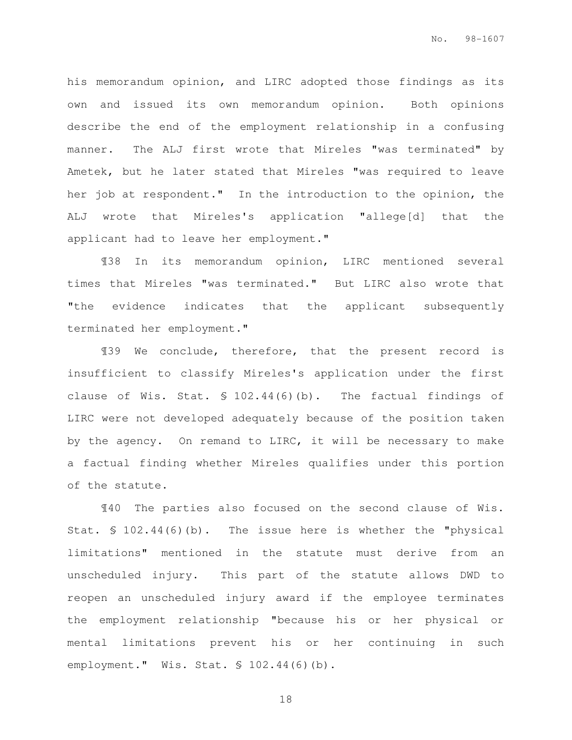his memorandum opinion, and LIRC adopted those findings as its own and issued its own memorandum opinion. Both opinions describe the end of the employment relationship in a confusing manner. The ALJ first wrote that Mireles "was terminated" by Ametek, but he later stated that Mireles "was required to leave her job at respondent." In the introduction to the opinion, the ALJ wrote that Mireles's application "allege[d] that the applicant had to leave her employment."

¶38 In its memorandum opinion, LIRC mentioned several times that Mireles "was terminated." But LIRC also wrote that "the evidence indicates that the applicant subsequently terminated her employment."

¶39 We conclude, therefore, that the present record is insufficient to classify Mireles's application under the first clause of Wis. Stat. § 102.44(6)(b). The factual findings of LIRC were not developed adequately because of the position taken by the agency. On remand to LIRC, it will be necessary to make a factual finding whether Mireles qualifies under this portion of the statute.

¶40 The parties also focused on the second clause of Wis. Stat. § 102.44(6)(b). The issue here is whether the "physical limitations" mentioned in the statute must derive from an unscheduled injury. This part of the statute allows DWD to reopen an unscheduled injury award if the employee terminates the employment relationship "because his or her physical or mental limitations prevent his or her continuing in such employment." Wis. Stat. § 102.44(6)(b).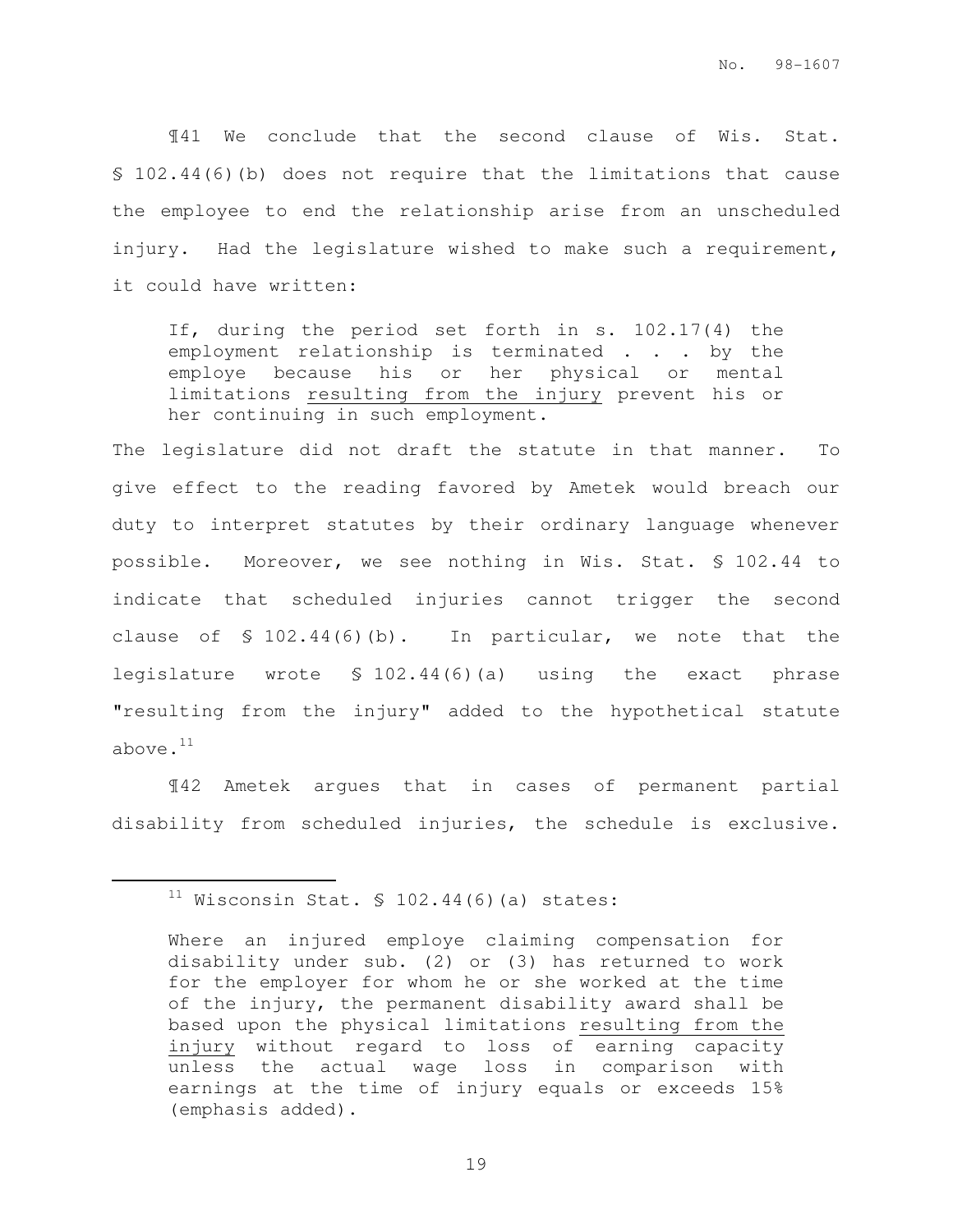¶41 We conclude that the second clause of Wis. Stat. § 102.44(6)(b) does not require that the limitations that cause the employee to end the relationship arise from an unscheduled injury. Had the legislature wished to make such a requirement, it could have written:

> If, during the period set forth in s. 102.17(4) the employment relationship is terminated . . . by the employe because his or her physical or mental limitations <u>resulting from the injury</u> prevent his or her continuing in such employment.

The legislature did not draft the statute in that manner. To give effect to the reading favored by Ametek would breach our duty to interpret statutes by their ordinary language whenever possible. Moreover, we see nothing in Wis. Stat. § 102.44 to indicate that scheduled injuries cannot trigger the second clause of § 102.44(6)(b). In particular, we note that the legislature wrote § 102.44(6)(a) using the exact phrase "resulting from the injury" added to the hypothetical statute above.[11]

¶42 Ametek argues that in cases of permanent partial disability from scheduled injuries, the schedule is exclusive.

---

[11] Wisconsin Stat. § 102.44(6)(a) states:

> Where an injured employe claiming compensation for disability under sub. (2) or (3) has returned to work for the employer for whom he or she worked at the time of the injury, the permanent disability award shall be based upon the physical limitations <u>resulting from the injury</u> without regard to loss of earning capacity unless the actual wage loss in comparison with earnings at the time of injury equals or exceeds 15% (emphasis added).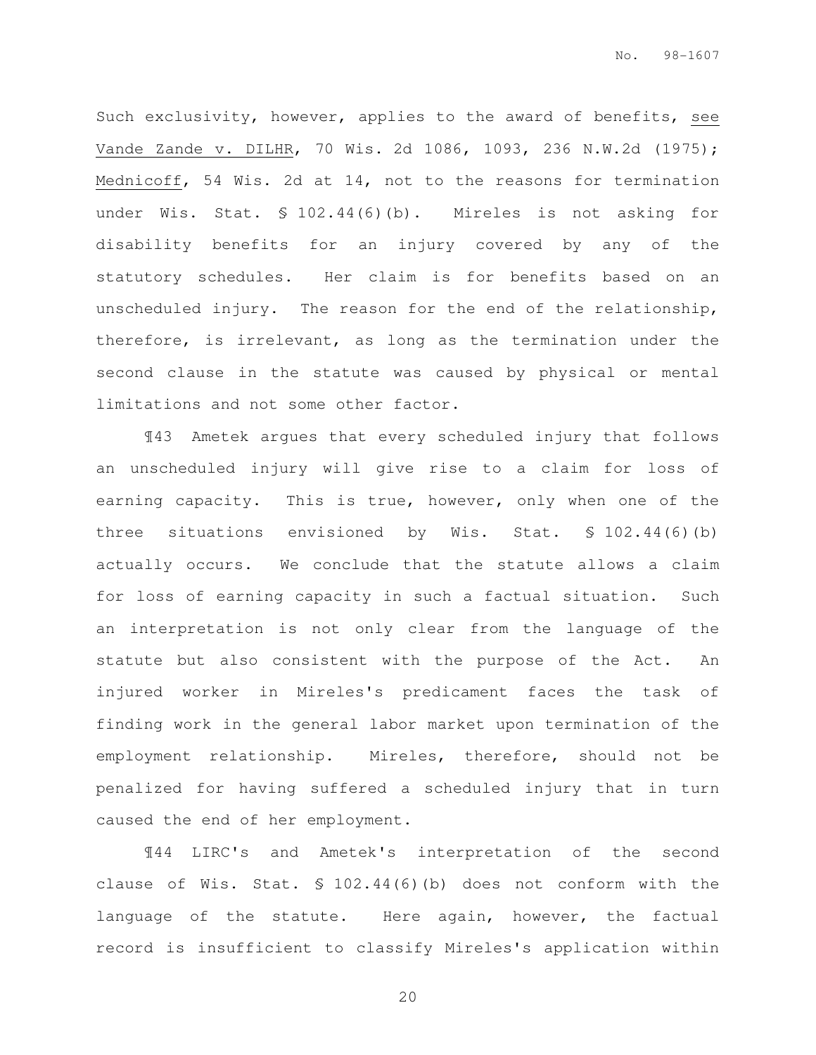Such exclusivity, however, applies to the award of benefits, see Vande Zande v. DILHR, 70 Wis. 2d 1086, 1093, 236 N.W.2d (1975); Mednicoff, 54 Wis. 2d at 14, not to the reasons for termination under Wis. Stat. § 102.44(6)(b). Mireles is not asking for disability benefits for an injury covered by any of the statutory schedules. Her claim is for benefits based on an unscheduled injury. The reason for the end of the relationship, therefore, is irrelevant, as long as the termination under the second clause in the statute was caused by physical or mental limitations and not some other factor.

¶43 Ametek argues that every scheduled injury that follows an unscheduled injury will give rise to a claim for loss of earning capacity. This is true, however, only when one of the three situations envisioned by Wis. Stat. § 102.44(6)(b) actually occurs. We conclude that the statute allows a claim for loss of earning capacity in such a factual situation. Such an interpretation is not only clear from the language of the statute but also consistent with the purpose of the Act. An injured worker in Mireles's predicament faces the task of finding work in the general labor market upon termination of the employment relationship. Mireles, therefore, should not be penalized for having suffered a scheduled injury that in turn caused the end of her employment.

¶44 LIRC's and Ametek's interpretation of the second clause of Wis. Stat. § 102.44(6)(b) does not conform with the language of the statute. Here again, however, the factual record is insufficient to classify Mireles's application within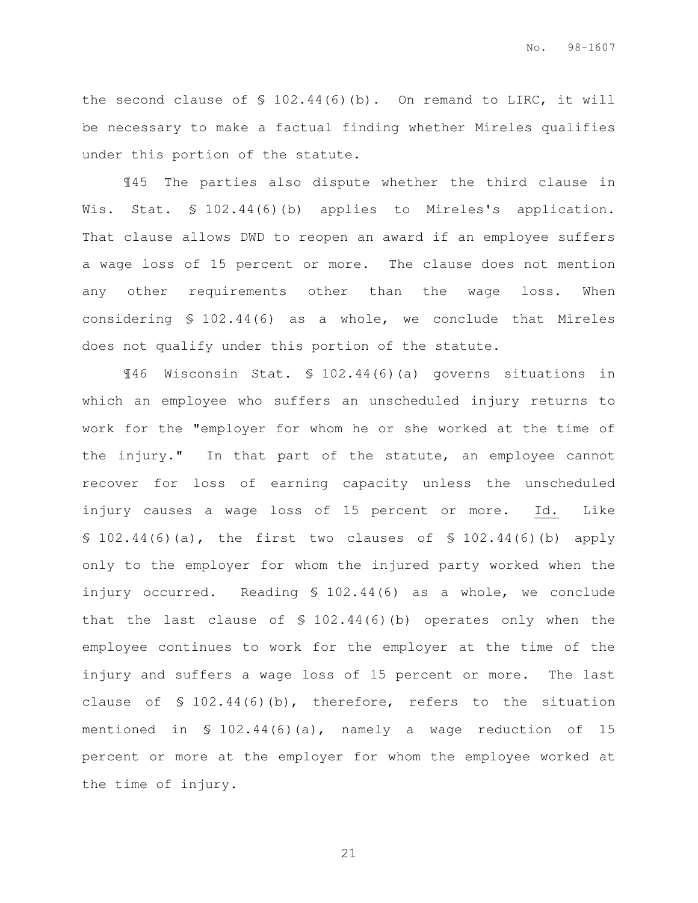the second clause of § 102.44(6)(b). On remand to LIRC, it will be necessary to make a factual finding whether Mireles qualifies under this portion of the statute.

¶45 The parties also dispute whether the third clause in Wis. Stat. § 102.44(6)(b) applies to Mireles's application. That clause allows DWD to reopen an award if an employee suffers a wage loss of 15 percent or more. The clause does not mention any other requirements other than the wage loss. When considering § 102.44(6) as a whole, we conclude that Mireles does not qualify under this portion of the statute.

¶46 Wisconsin Stat. § 102.44(6)(a) governs situations in which an employee who suffers an unscheduled injury returns to work for the "employer for whom he or she worked at the time of the injury." In that part of the statute, an employee cannot recover for loss of earning capacity unless the unscheduled injury causes a wage loss of 15 percent or more. Id. Like § 102.44(6)(a), the first two clauses of § 102.44(6)(b) apply only to the employer for whom the injured party worked when the injury occurred. Reading § 102.44(6) as a whole, we conclude that the last clause of § 102.44(6)(b) operates only when the employee continues to work for the employer at the time of the injury and suffers a wage loss of 15 percent or more. The last clause of § 102.44(6)(b), therefore, refers to the situation mentioned in § 102.44(6)(a), namely a wage reduction of 15 percent or more at the employer for whom the employee worked at the time of injury.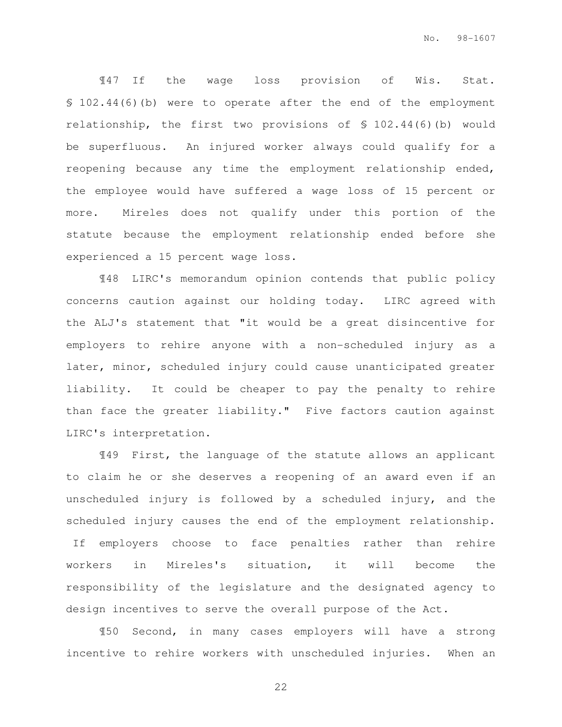¶47 If the wage loss provision of Wis. Stat. § 102.44(6)(b) were to operate after the end of the employment relationship, the first two provisions of § 102.44(6)(b) would be superfluous. An injured worker always could qualify for a reopening because any time the employment relationship ended, the employee would have suffered a wage loss of 15 percent or more. Mireles does not qualify under this portion of the statute because the employment relationship ended before she experienced a 15 percent wage loss.

¶48 LIRC's memorandum opinion contends that public policy concerns caution against our holding today. LIRC agreed with the ALJ's statement that "it would be a great disincentive for employers to rehire anyone with a non-scheduled injury as a later, minor, scheduled injury could cause unanticipated greater liability. It could be cheaper to pay the penalty to rehire than face the greater liability." Five factors caution against LIRC's interpretation.

¶49 First, the language of the statute allows an applicant to claim he or she deserves a reopening of an award even if an unscheduled injury is followed by a scheduled injury, and the scheduled injury causes the end of the employment relationship. If employers choose to face penalties rather than rehire workers in Mireles's situation, it will become the responsibility of the legislature and the designated agency to design incentives to serve the overall purpose of the Act.

¶50 Second, in many cases employers will have a strong incentive to rehire workers with unscheduled injuries. When an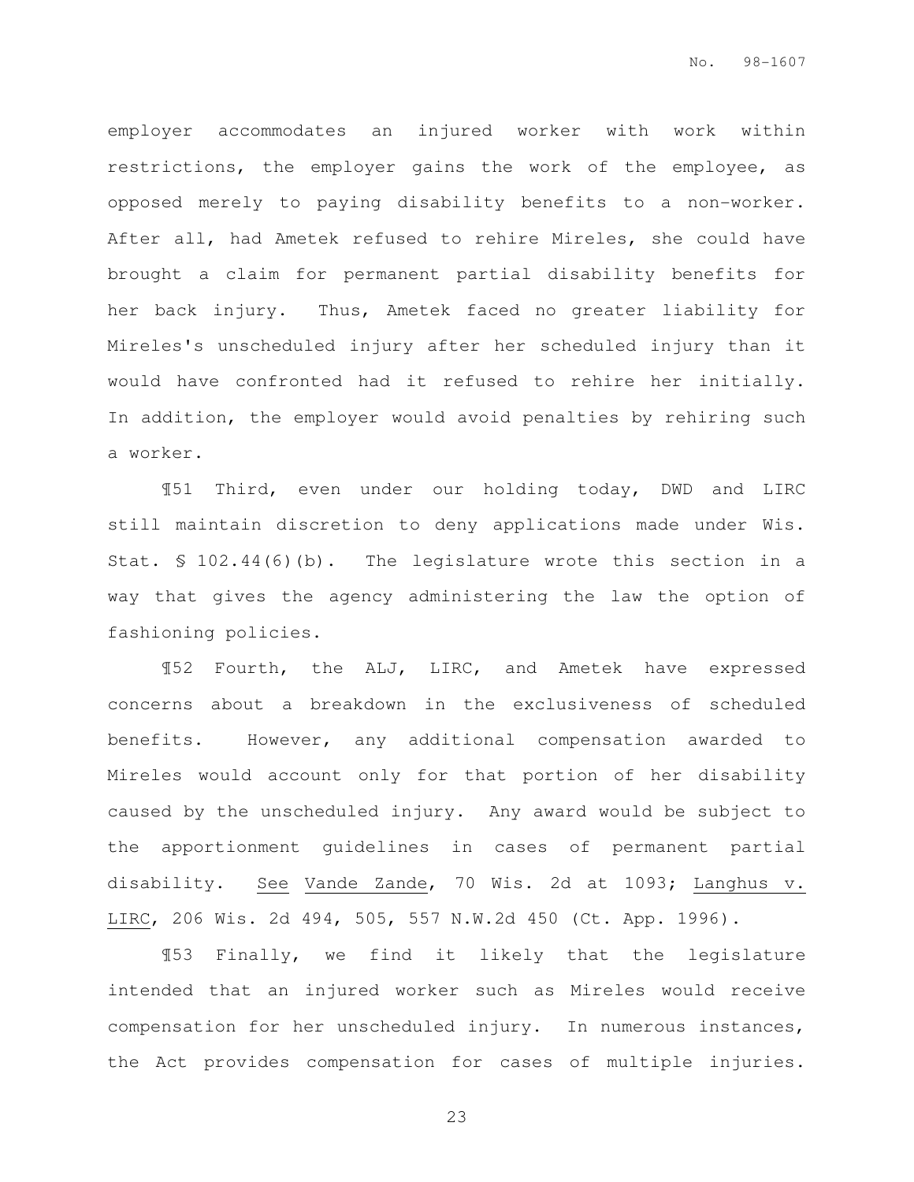employer accommodates an injured worker with work within restrictions, the employer gains the work of the employee, as opposed merely to paying disability benefits to a non-worker. After all, had Ametek refused to rehire Mireles, she could have brought a claim for permanent partial disability benefits for her back injury. Thus, Ametek faced no greater liability for Mireles's unscheduled injury after her scheduled injury than it would have confronted had it refused to rehire her initially. In addition, the employer would avoid penalties by rehiring such a worker.

¶51 Third, even under our holding today, DWD and LIRC still maintain discretion to deny applications made under Wis. Stat. § 102.44(6)(b). The legislature wrote this section in a way that gives the agency administering the law the option of fashioning policies.

¶52 Fourth, the ALJ, LIRC, and Ametek have expressed concerns about a breakdown in the exclusiveness of scheduled benefits. However, any additional compensation awarded to Mireles would account only for that portion of her disability caused by the unscheduled injury. Any award would be subject to the apportionment guidelines in cases of permanent partial disability. See Vande Zande, 70 Wis. 2d at 1093; Langhus v. LIRC, 206 Wis. 2d 494, 505, 557 N.W.2d 450 (Ct. App. 1996).

¶53 Finally, we find it likely that the legislature intended that an injured worker such as Mireles would receive compensation for her unscheduled injury. In numerous instances, the Act provides compensation for cases of multiple injuries.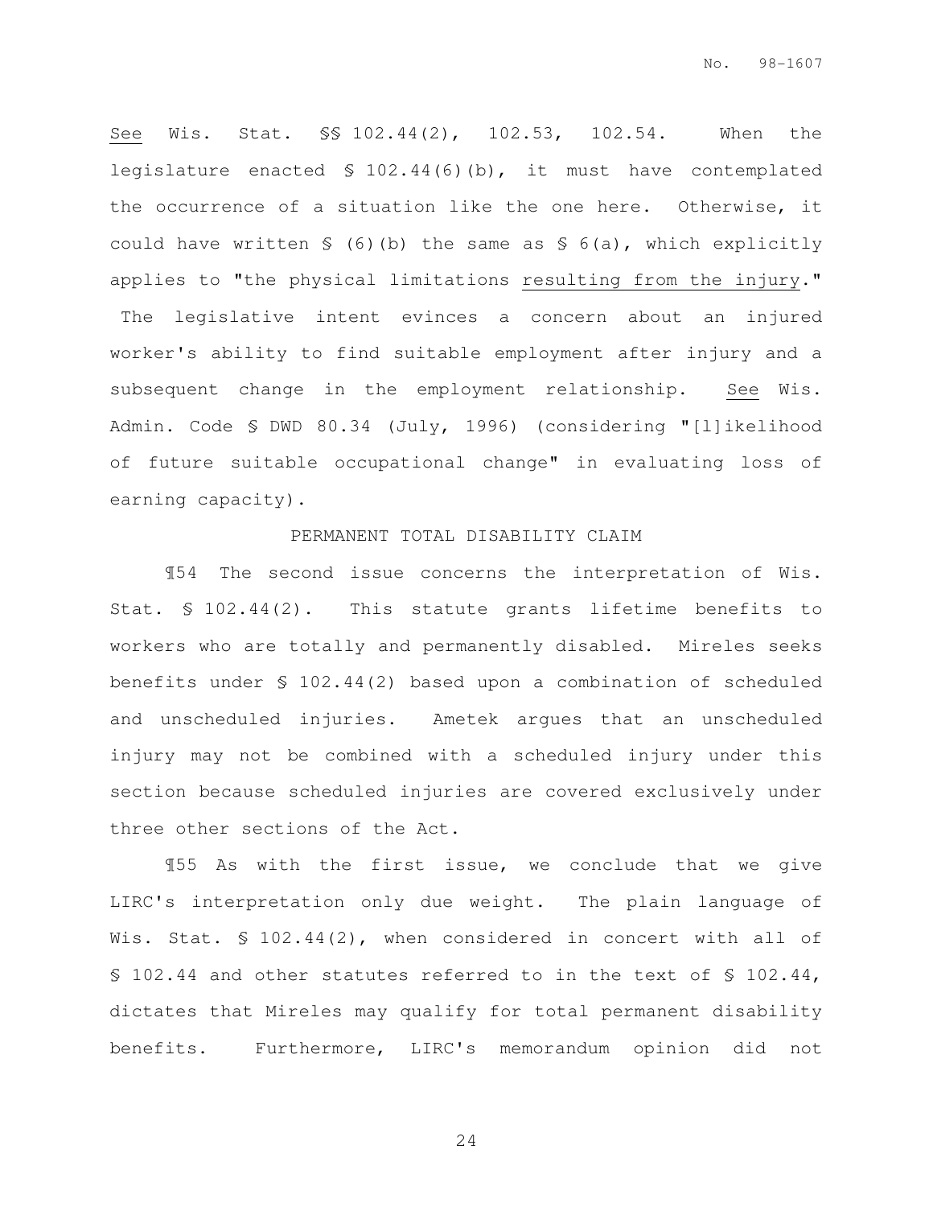See Wis. Stat. §§ 102.44(2), 102.53, 102.54. When the legislature enacted § 102.44(6)(b), it must have contemplated the occurrence of a situation like the one here. Otherwise, it could have written § (6)(b) the same as § 6(a), which explicitly applies to "the physical limitations resulting from the injury." The legislative intent evinces a concern about an injured worker's ability to find suitable employment after injury and a subsequent change in the employment relationship. See Wis. Admin. Code § DWD 80.34 (July, 1996) (considering "[l]ikelihood of future suitable occupational change" in evaluating loss of earning capacity).

PERMANENT TOTAL DISABILITY CLAIM

¶54 The second issue concerns the interpretation of Wis. Stat. § 102.44(2). This statute grants lifetime benefits to workers who are totally and permanently disabled. Mireles seeks benefits under § 102.44(2) based upon a combination of scheduled and unscheduled injuries. Ametek argues that an unscheduled injury may not be combined with a scheduled injury under this section because scheduled injuries are covered exclusively under three other sections of the Act.

¶55 As with the first issue, we conclude that we give LIRC's interpretation only due weight. The plain language of Wis. Stat. § 102.44(2), when considered in concert with all of § 102.44 and other statutes referred to in the text of § 102.44, dictates that Mireles may qualify for total permanent disability benefits. Furthermore, LIRC's memorandum opinion did not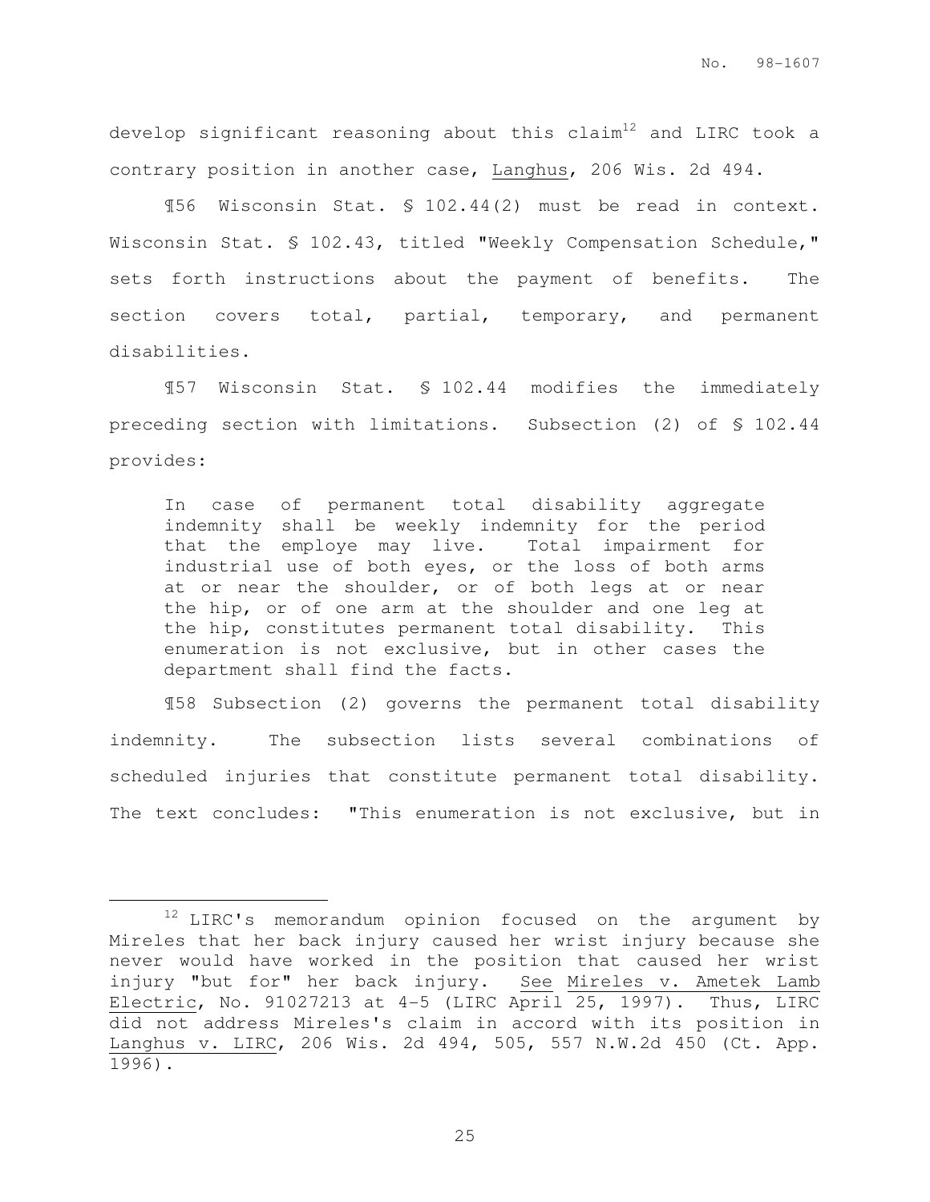develop significant reasoning about this claim[12] and LIRC took a contrary position in another case, Langhus, 206 Wis. 2d 494.

¶56 Wisconsin Stat. § 102.44(2) must be read in context. Wisconsin Stat. § 102.43, titled "Weekly Compensation Schedule," sets forth instructions about the payment of benefits. The section covers total, partial, temporary, and permanent disabilities.

¶57 Wisconsin Stat. § 102.44 modifies the immediately preceding section with limitations. Subsection (2) of § 102.44 provides:

> In case of permanent total disability aggregate indemnity shall be weekly indemnity for the period that the employe may live. Total impairment for industrial use of both eyes, or the loss of both arms at or near the shoulder, or of both legs at or near the hip, or of one arm at the shoulder and one leg at the hip, constitutes permanent total disability. This enumeration is not exclusive, but in other cases the department shall find the facts.

¶58 Subsection (2) governs the permanent total disability indemnity. The subsection lists several combinations of scheduled injuries that constitute permanent total disability. The text concludes: "This enumeration is not exclusive, but in

---

[12] LIRC's memorandum opinion focused on the argument by Mireles that her back injury caused her wrist injury because she never would have worked in the position that caused her wrist injury "but for" her back injury. See Mireles v. Ametek Lamb Electric, No. 91027213 at 4-5 (LIRC April 25, 1997). Thus, LIRC did not address Mireles's claim in accord with its position in Langhus v. LIRC, 206 Wis. 2d 494, 505, 557 N.W.2d 450 (Ct. App. 1996).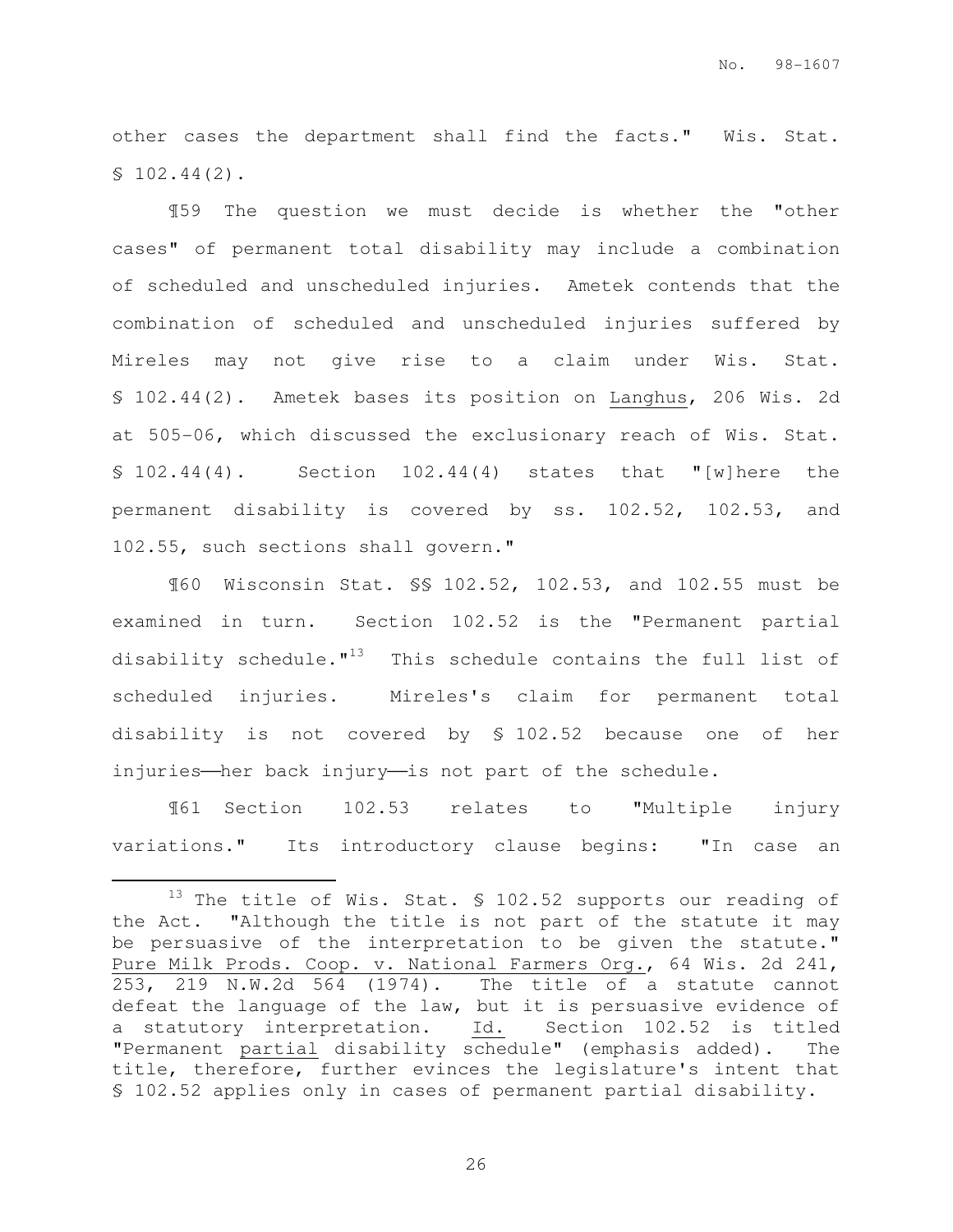other cases the department shall find the facts." Wis. Stat. § 102.44(2).

¶59 The question we must decide is whether the "other cases" of permanent total disability may include a combination of scheduled and unscheduled injuries. Ametek contends that the combination of scheduled and unscheduled injuries suffered by Mireles may not give rise to a claim under Wis. Stat. § 102.44(2). Ametek bases its position on Langhus, 206 Wis. 2d at 505-06, which discussed the exclusionary reach of Wis. Stat. § 102.44(4). Section 102.44(4) states that "[w]here the permanent disability is covered by ss. 102.52, 102.53, and 102.55, such sections shall govern."

¶60 Wisconsin Stat. §§ 102.52, 102.53, and 102.55 must be examined in turn. Section 102.52 is the "Permanent partial disability schedule."[13] This schedule contains the full list of scheduled injuries. Mireles's claim for permanent total disability is not covered by § 102.52 because one of her injuries——her back injury——is not part of the schedule.

¶61 Section 102.53 relates to "Multiple injury variations." Its introductory clause begins: "In case an

---

[13] The title of Wis. Stat. § 102.52 supports our reading of the Act. "Although the title is not part of the statute it may be persuasive of the interpretation to be given the statute." Pure Milk Prods. Coop. v. National Farmers Org., 64 Wis. 2d 241, 253, 219 N.W.2d 564 (1974). The title of a statute cannot defeat the language of the law, but it is persuasive evidence of a statutory interpretation. Id. Section 102.52 is titled "Permanent partial disability schedule" (emphasis added). The title, therefore, further evinces the legislature's intent that § 102.52 applies only in cases of permanent partial disability.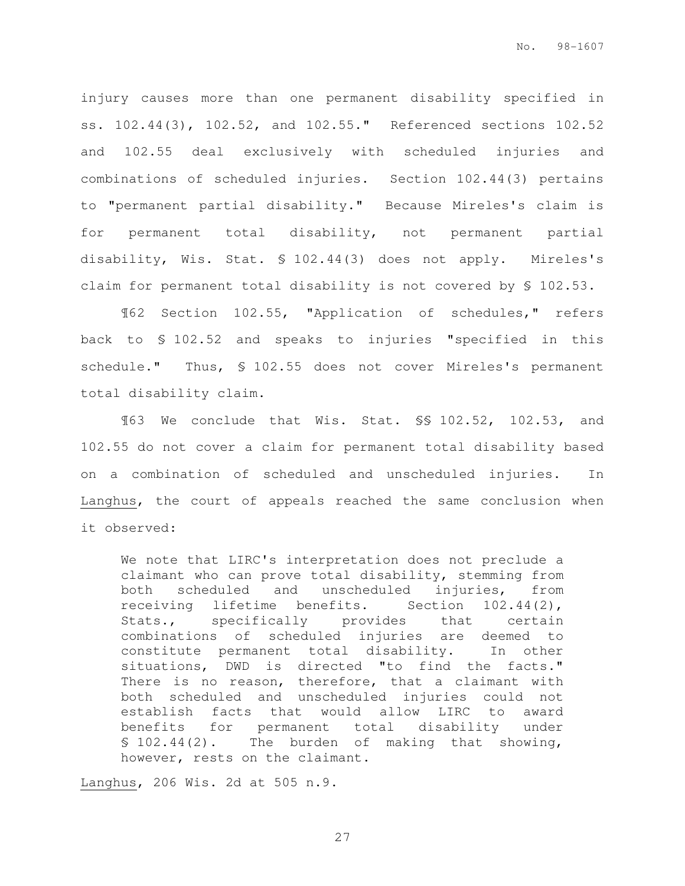injury causes more than one permanent disability specified in ss. 102.44(3), 102.52, and 102.55." Referenced sections 102.52 and 102.55 deal exclusively with scheduled injuries and combinations of scheduled injuries. Section 102.44(3) pertains to "permanent partial disability." Because Mireles's claim is for permanent total disability, not permanent partial disability, Wis. Stat. § 102.44(3) does not apply. Mireles's claim for permanent total disability is not covered by § 102.53.

¶62 Section 102.55, "Application of schedules," refers back to § 102.52 and speaks to injuries "specified in this schedule." Thus, § 102.55 does not cover Mireles's permanent total disability claim.

¶63 We conclude that Wis. Stat. §§ 102.52, 102.53, and 102.55 do not cover a claim for permanent total disability based on a combination of scheduled and unscheduled injuries. In Langhus, the court of appeals reached the same conclusion when it observed:

> We note that LIRC's interpretation does not preclude a claimant who can prove total disability, stemming from both scheduled and unscheduled injuries, from receiving lifetime benefits. Section 102.44(2), Stats., specifically provides that certain combinations of scheduled injuries are deemed to constitute permanent total disability. In other situations, DWD is directed "to find the facts." There is no reason, therefore, that a claimant with both scheduled and unscheduled injuries could not establish facts that would allow LIRC to award benefits for permanent total disability under § 102.44(2). The burden of making that showing, however, rests on the claimant.

Langhus, 206 Wis. 2d at 505 n.9.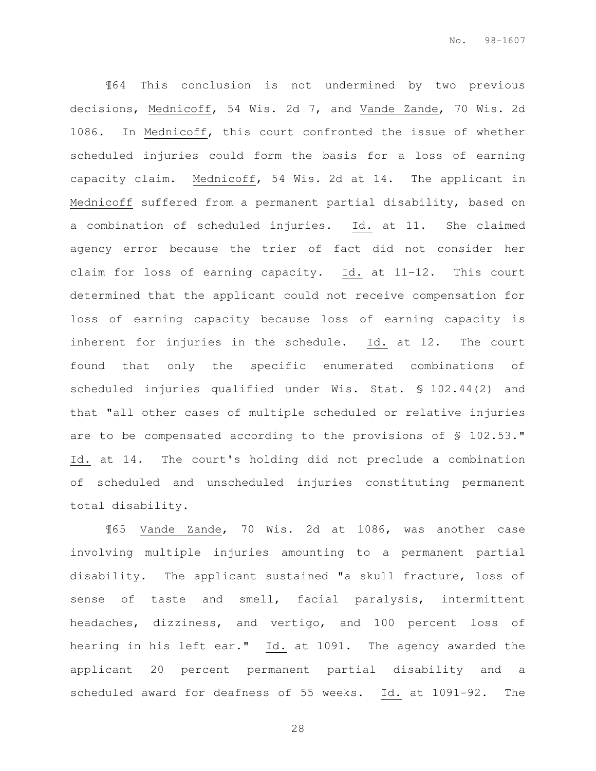¶64 This conclusion is not undermined by two previous decisions, Mednicoff, 54 Wis. 2d 7, and Vande Zande, 70 Wis. 2d 1086. In Mednicoff, this court confronted the issue of whether scheduled injuries could form the basis for a loss of earning capacity claim. Mednicoff, 54 Wis. 2d at 14. The applicant in Mednicoff suffered from a permanent partial disability, based on a combination of scheduled injuries. Id. at 11. She claimed agency error because the trier of fact did not consider her claim for loss of earning capacity. Id. at 11-12. This court determined that the applicant could not receive compensation for loss of earning capacity because loss of earning capacity is inherent for injuries in the schedule. Id. at 12. The court found that only the specific enumerated combinations of scheduled injuries qualified under Wis. Stat. § 102.44(2) and that "all other cases of multiple scheduled or relative injuries are to be compensated according to the provisions of § 102.53." Id. at 14. The court's holding did not preclude a combination of scheduled and unscheduled injuries constituting permanent total disability.

¶65 Vande Zande, 70 Wis. 2d at 1086, was another case involving multiple injuries amounting to a permanent partial disability. The applicant sustained "a skull fracture, loss of sense of taste and smell, facial paralysis, intermittent headaches, dizziness, and vertigo, and 100 percent loss of hearing in his left ear." Id. at 1091. The agency awarded the applicant 20 percent permanent partial disability and a scheduled award for deafness of 55 weeks. Id. at 1091-92. The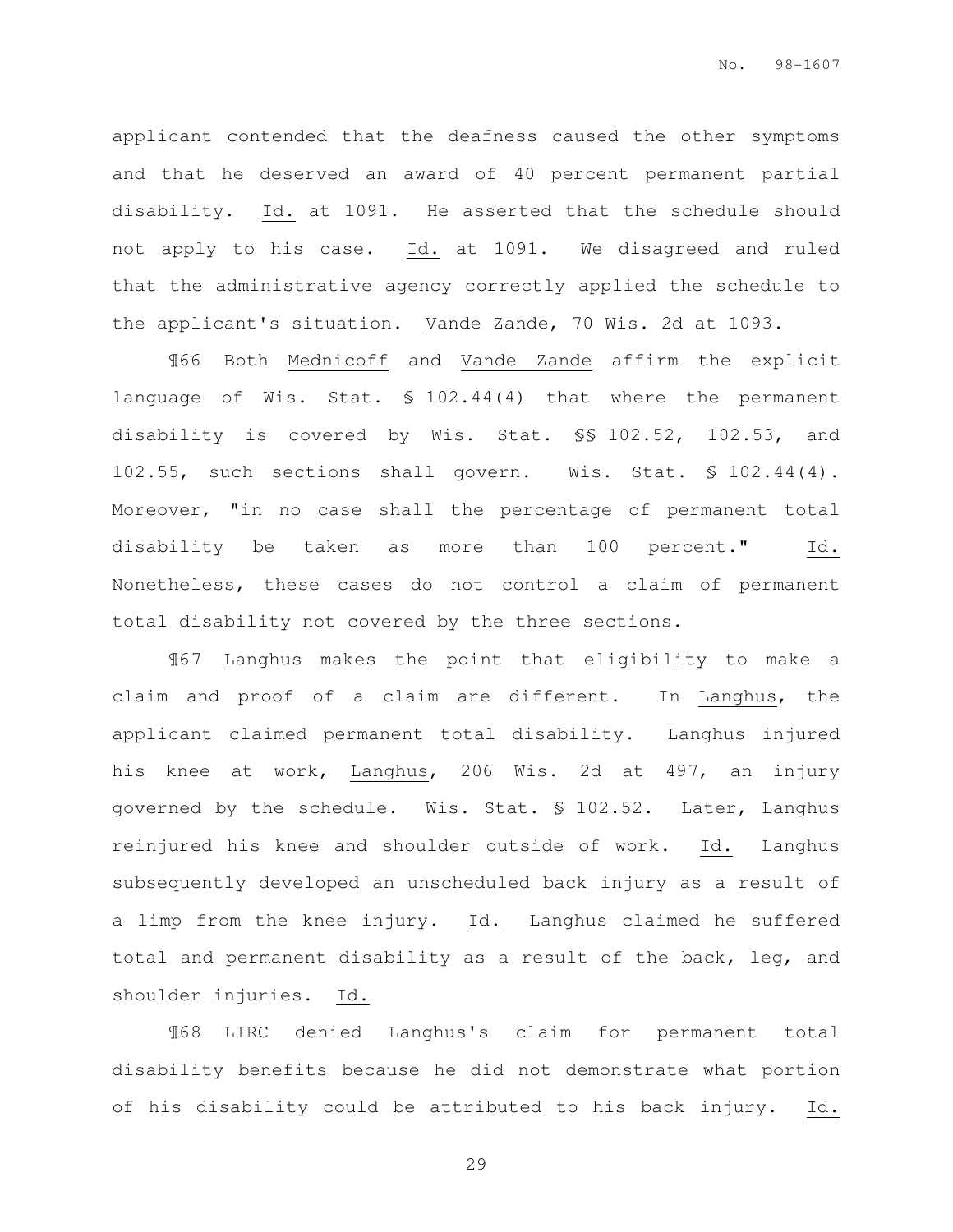applicant contended that the deafness caused the other symptoms and that he deserved an award of 40 percent permanent partial disability. Id. at 1091. He asserted that the schedule should not apply to his case. Id. at 1091. We disagreed and ruled that the administrative agency correctly applied the schedule to the applicant's situation. Vande Zande, 70 Wis. 2d at 1093.

¶66 Both Mednicoff and Vande Zande affirm the explicit language of Wis. Stat. § 102.44(4) that where the permanent disability is covered by Wis. Stat. §§ 102.52, 102.53, and 102.55, such sections shall govern. Wis. Stat. § 102.44(4). Moreover, "in no case shall the percentage of permanent total disability be taken as more than 100 percent." Id. Nonetheless, these cases do not control a claim of permanent total disability not covered by the three sections.

¶67 Langhus makes the point that eligibility to make a claim and proof of a claim are different. In Langhus, the applicant claimed permanent total disability. Langhus injured his knee at work, Langhus, 206 Wis. 2d at 497, an injury governed by the schedule. Wis. Stat. § 102.52. Later, Langhus reinjured his knee and shoulder outside of work. Id. Langhus subsequently developed an unscheduled back injury as a result of a limp from the knee injury. Id. Langhus claimed he suffered total and permanent disability as a result of the back, leg, and shoulder injuries. Id.

¶68 LIRC denied Langhus's claim for permanent total disability benefits because he did not demonstrate what portion of his disability could be attributed to his back injury. Id.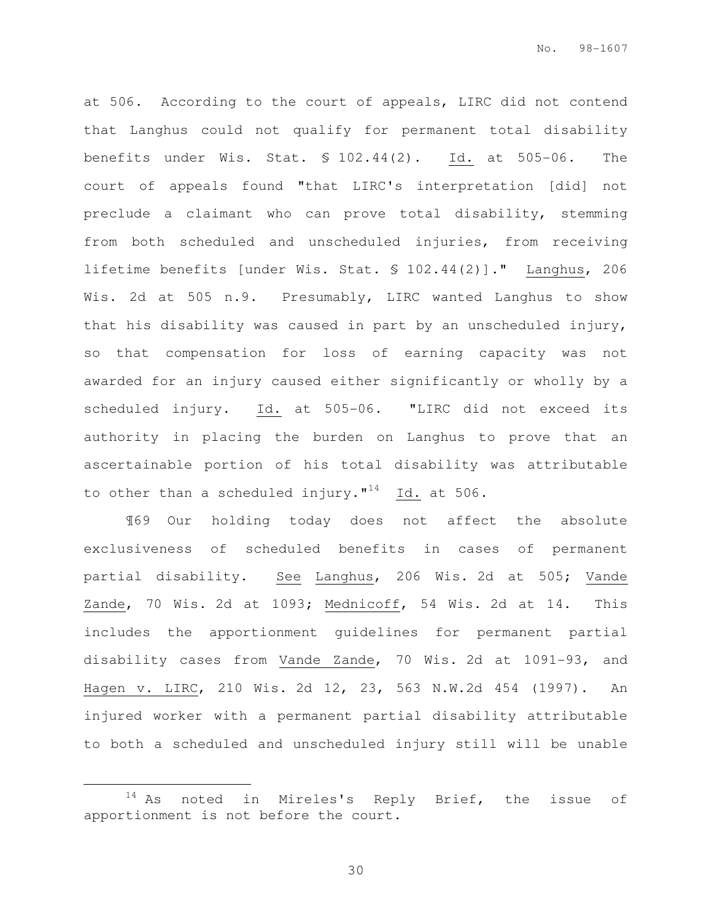at 506. According to the court of appeals, LIRC did not contend that Langhus could not qualify for permanent total disability benefits under Wis. Stat. § 102.44(2). Id. at 505-06. The court of appeals found "that LIRC's interpretation [did] not preclude a claimant who can prove total disability, stemming from both scheduled and unscheduled injuries, from receiving lifetime benefits [under Wis. Stat. § 102.44(2)]." Langhus, 206 Wis. 2d at 505 n.9. Presumably, LIRC wanted Langhus to show that his disability was caused in part by an unscheduled injury, so that compensation for loss of earning capacity was not awarded for an injury caused either significantly or wholly by a scheduled injury. Id. at 505-06. "LIRC did not exceed its authority in placing the burden on Langhus to prove that an ascertainable portion of his total disability was attributable to other than a scheduled injury."[14] Id. at 506.

¶69 Our holding today does not affect the absolute exclusiveness of scheduled benefits in cases of permanent partial disability. See Langhus, 206 Wis. 2d at 505; Vande Zande, 70 Wis. 2d at 1093; Mednicoff, 54 Wis. 2d at 14. This includes the apportionment guidelines for permanent partial disability cases from Vande Zande, 70 Wis. 2d at 1091-93, and Hagen v. LIRC, 210 Wis. 2d 12, 23, 563 N.W.2d 454 (1997). An injured worker with a permanent partial disability attributable to both a scheduled and unscheduled injury still will be unable

---

[14] As noted in Mireles's Reply Brief, the issue of apportionment is not before the court.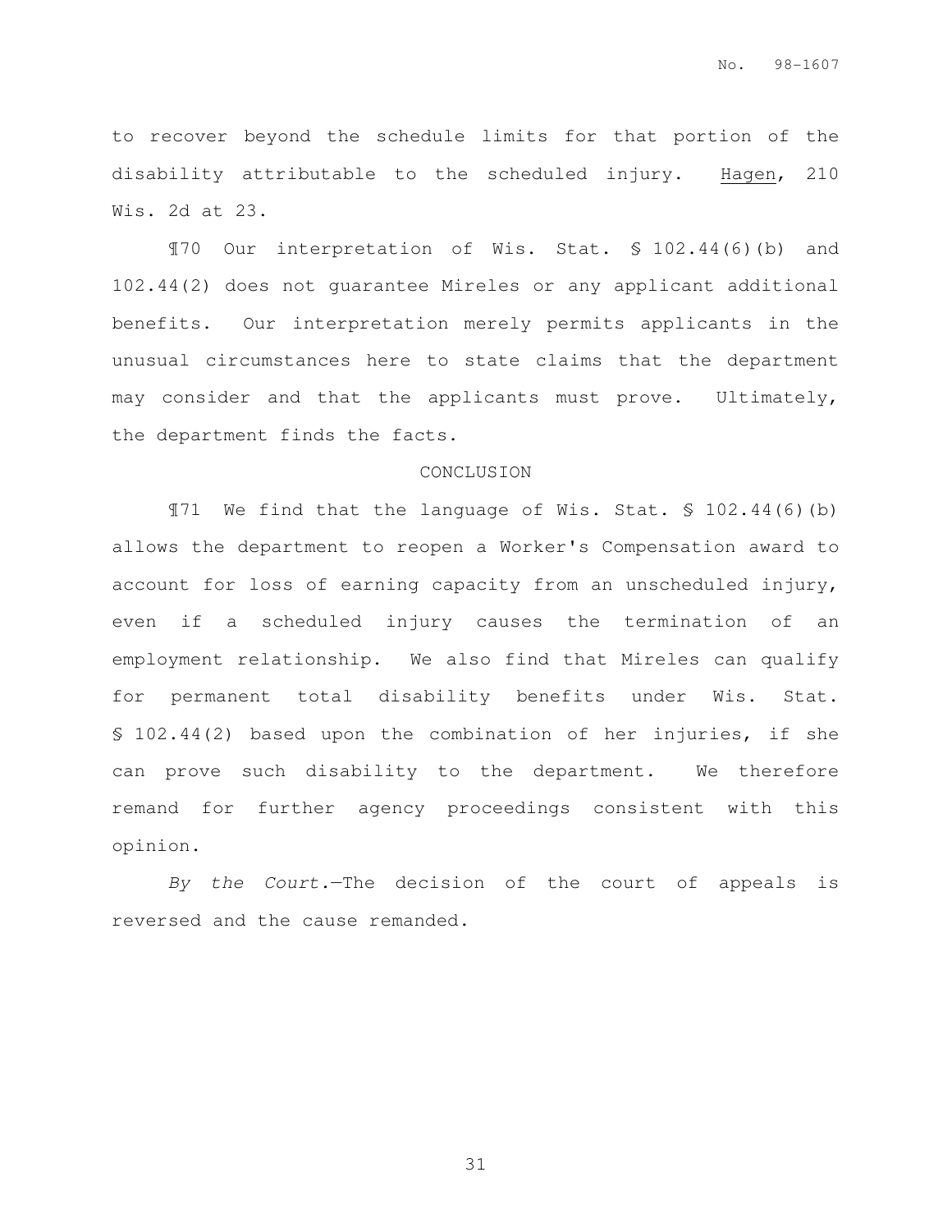to recover beyond the schedule limits for that portion of the disability attributable to the scheduled injury. Hagen, 210 Wis. 2d at 23.

¶70 Our interpretation of Wis. Stat. § 102.44(6)(b) and 102.44(2) does not guarantee Mireles or any applicant additional benefits. Our interpretation merely permits applicants in the unusual circumstances here to state claims that the department may consider and that the applicants must prove. Ultimately, the department finds the facts.

## CONCLUSION

¶71 We find that the language of Wis. Stat. § 102.44(6)(b) allows the department to reopen a Worker's Compensation award to account for loss of earning capacity from an unscheduled injury, even if a scheduled injury causes the termination of an employment relationship. We also find that Mireles can qualify for permanent total disability benefits under Wis. Stat. § 102.44(2) based upon the combination of her injuries, if she can prove such disability to the department. We therefore remand for further agency proceedings consistent with this opinion.

*By the Court.*—The decision of the court of appeals is reversed and the cause remanded.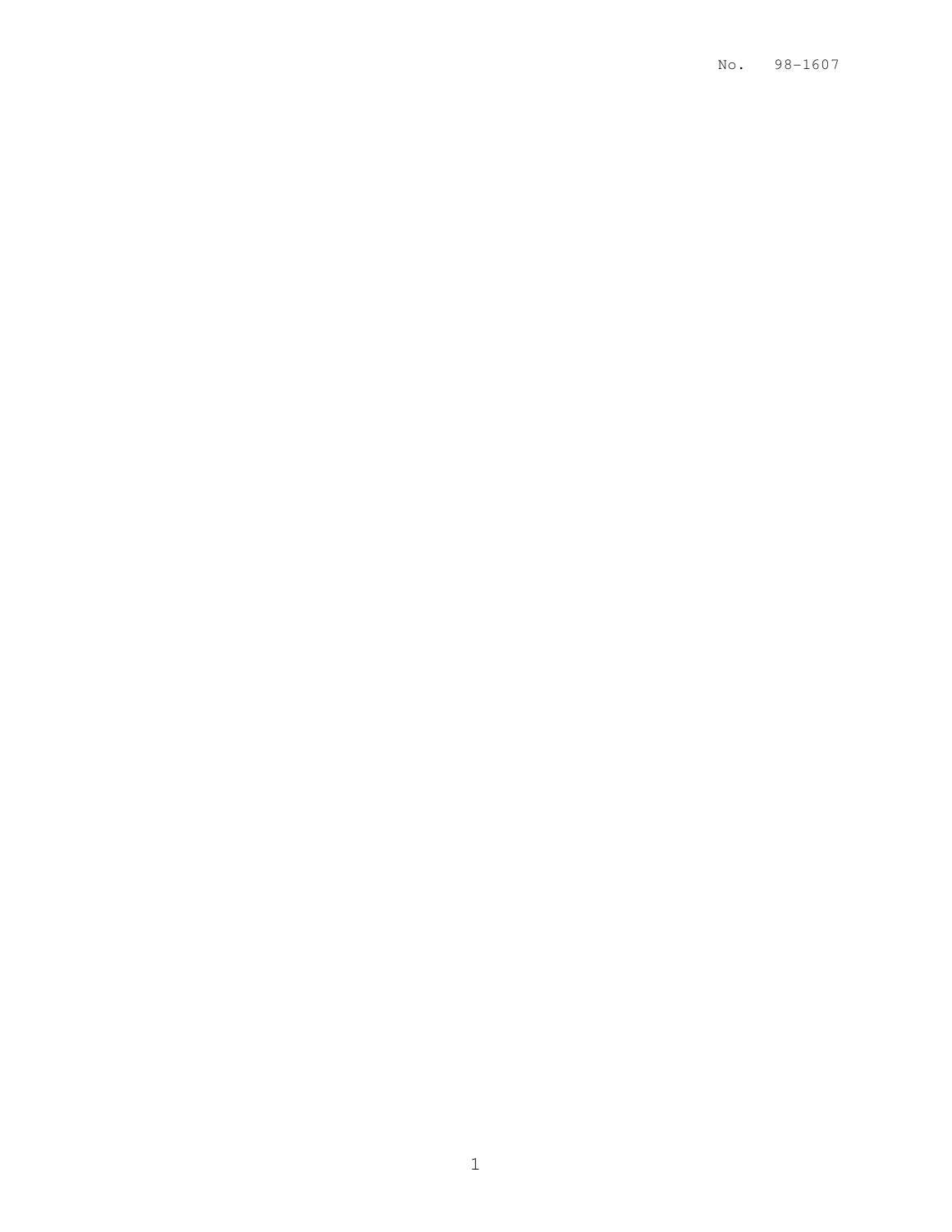No. 98-1607